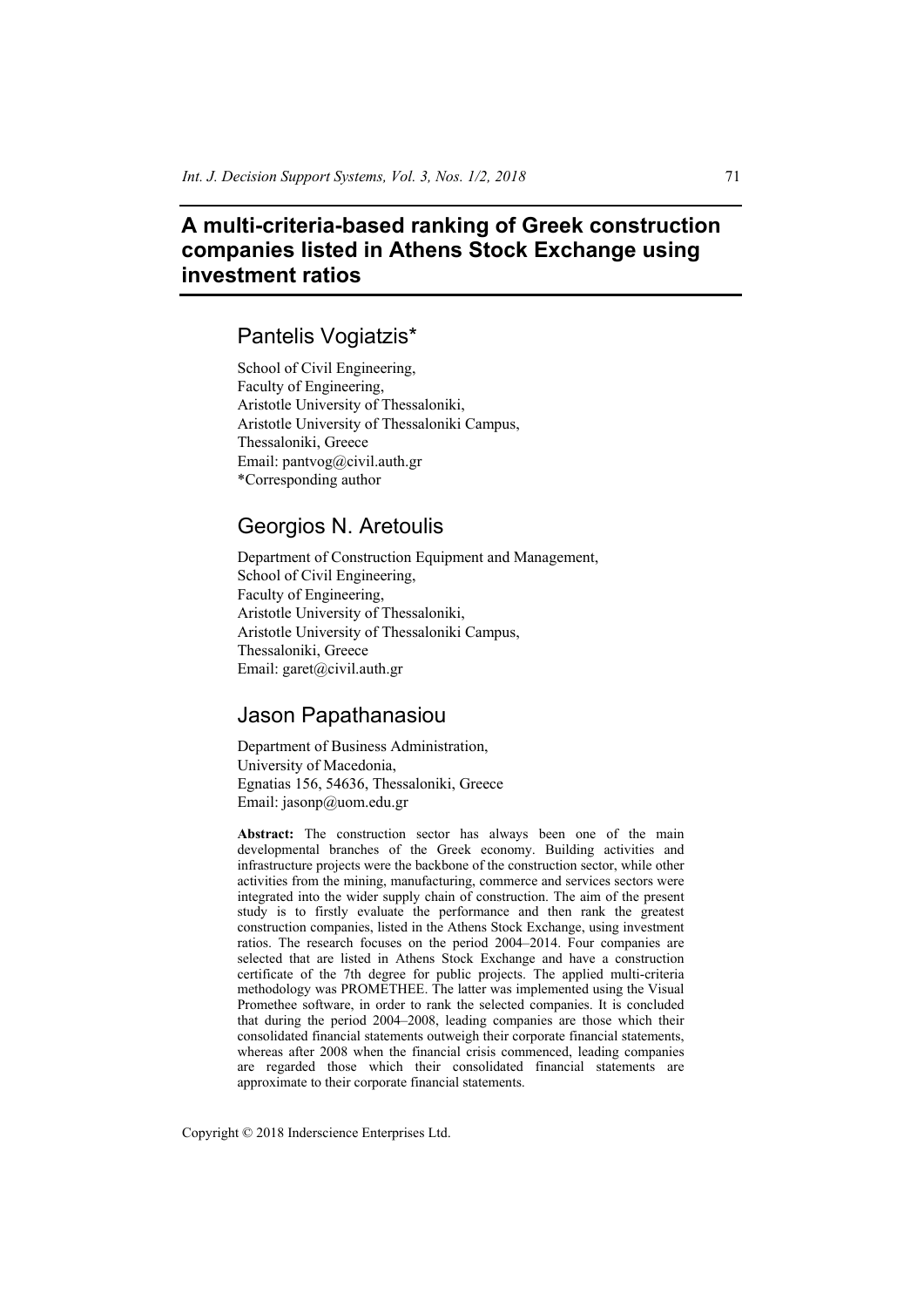# A multi-criteria-based ranking of Greek construction companies listed in Athens Stock Exchange using investment ratios

## Pantelis Vogiatzis*

School of Civil Engineering,
Faculty of Engineering,
Aristotle University of Thessaloniki,
Aristotle University of Thessaloniki Campus,
Thessaloniki, Greece
Email: pantvog@civil.auth.gr
*Corresponding author

## Georgios N. Aretoulis

Department of Construction Equipment and Management,
School of Civil Engineering,
Faculty of Engineering,
Aristotle University of Thessaloniki,
Aristotle University of Thessaloniki Campus,
Thessaloniki, Greece
Email: garet@civil.auth.gr

## Jason Papathanasiou

Department of Business Administration,
University of Macedonia,
Egnatias 156, 54636, Thessaloniki, Greece
Email: jasonp@uom.edu.gr

**Abstract:** The construction sector has always been one of the main developmental branches of the Greek economy. Building activities and infrastructure projects were the backbone of the construction sector, while other activities from the mining, manufacturing, commerce and services sectors were integrated into the wider supply chain of construction. The aim of the present study is to firstly evaluate the performance and then rank the greatest construction companies, listed in the Athens Stock Exchange, using investment ratios. The research focuses on the period 2004–2014. Four companies are selected that are listed in Athens Stock Exchange and have a construction certificate of the 7th degree for public projects. The applied multi-criteria methodology was PROMETHEE. The latter was implemented using the Visual Promethee software, in order to rank the selected companies. It is concluded that during the period 2004–2008, leading companies are those which their consolidated financial statements outweigh their corporate financial statements, whereas after 2008 when the financial crisis commenced, leading companies are regarded those which their consolidated financial statements are approximate to their corporate financial statements.

Copyright © 2018 Inderscience Enterprises Ltd.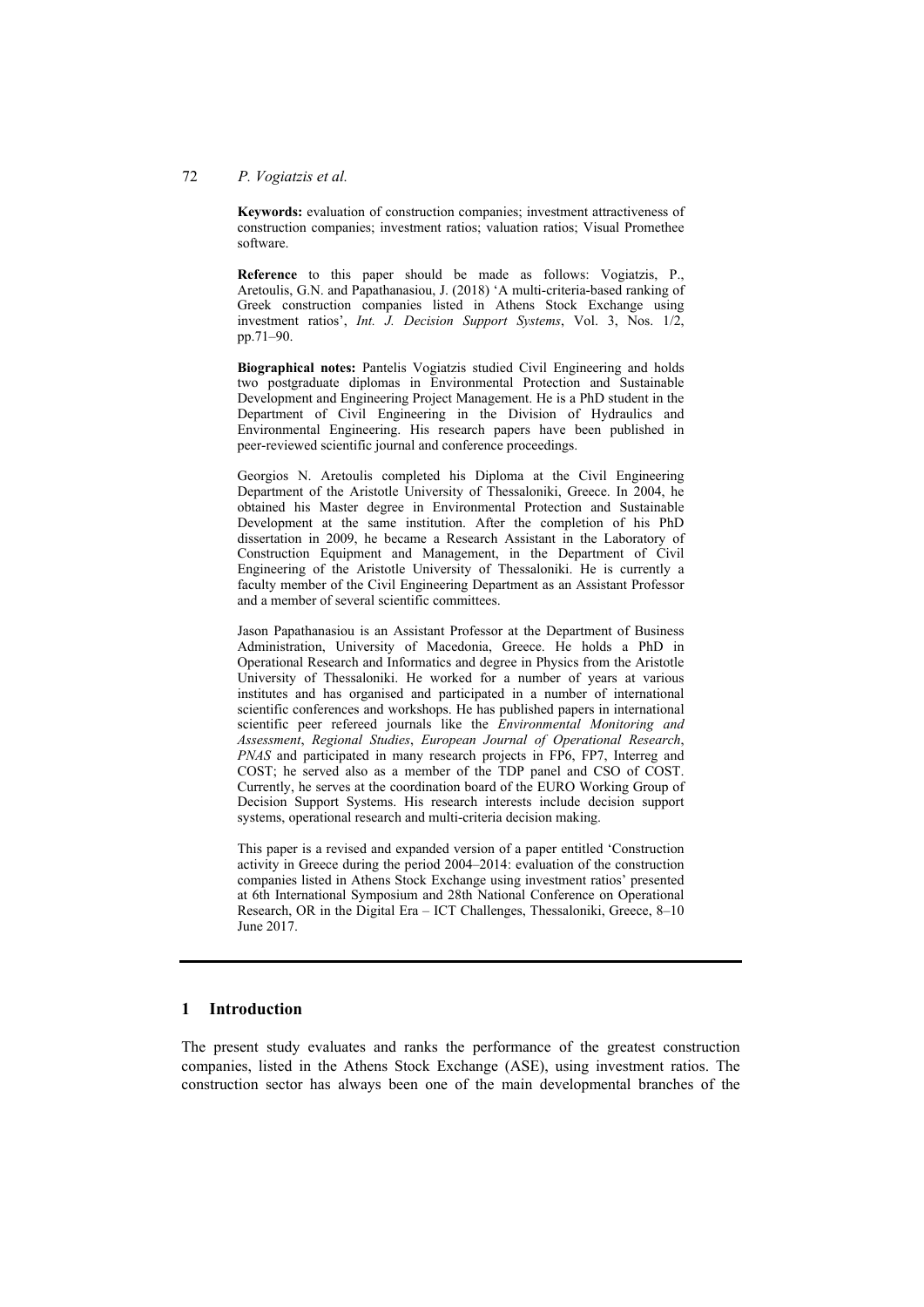**Keywords:** evaluation of construction companies; investment attractiveness of construction companies; investment ratios; valuation ratios; Visual Promethee software.

**Reference** to this paper should be made as follows: Vogiatzis, P., Aretoulis, G.N. and Papathanasiou, J. (2018) 'A multi-criteria-based ranking of Greek construction companies listed in Athens Stock Exchange using investment ratios', *Int. J. Decision Support Systems*, Vol. 3, Nos. 1/2, pp.71–90.

**Biographical notes:** Pantelis Vogiatzis studied Civil Engineering and holds two postgraduate diplomas in Environmental Protection and Sustainable Development and Engineering Project Management. He is a PhD student in the Department of Civil Engineering in the Division of Hydraulics and Environmental Engineering. His research papers have been published in peer-reviewed scientific journal and conference proceedings.

Georgios N. Aretoulis completed his Diploma at the Civil Engineering Department of the Aristotle University of Thessaloniki, Greece. In 2004, he obtained his Master degree in Environmental Protection and Sustainable Development at the same institution. After the completion of his PhD dissertation in 2009, he became a Research Assistant in the Laboratory of Construction Equipment and Management, in the Department of Civil Engineering of the Aristotle University of Thessaloniki. He is currently a faculty member of the Civil Engineering Department as an Assistant Professor and a member of several scientific committees.

Jason Papathanasiou is an Assistant Professor at the Department of Business Administration, University of Macedonia, Greece. He holds a PhD in Operational Research and Informatics and degree in Physics from the Aristotle University of Thessaloniki. He worked for a number of years at various institutes and has organised and participated in a number of international scientific conferences and workshops. He has published papers in international scientific peer refereed journals like the *Environmental Monitoring and Assessment*, *Regional Studies*, *European Journal of Operational Research*, *PNAS* and participated in many research projects in FP6, FP7, Interreg and COST; he served also as a member of the TDP panel and CSO of COST. Currently, he serves at the coordination board of the EURO Working Group of Decision Support Systems. His research interests include decision support systems, operational research and multi-criteria decision making.

This paper is a revised and expanded version of a paper entitled 'Construction activity in Greece during the period 2004–2014: evaluation of the construction companies listed in Athens Stock Exchange using investment ratios' presented at 6th International Symposium and 28th National Conference on Operational Research, OR in the Digital Era – ICT Challenges, Thessaloniki, Greece, 8–10 June 2017.

## 1 Introduction

The present study evaluates and ranks the performance of the greatest construction companies, listed in the Athens Stock Exchange (ASE), using investment ratios. The construction sector has always been one of the main developmental branches of the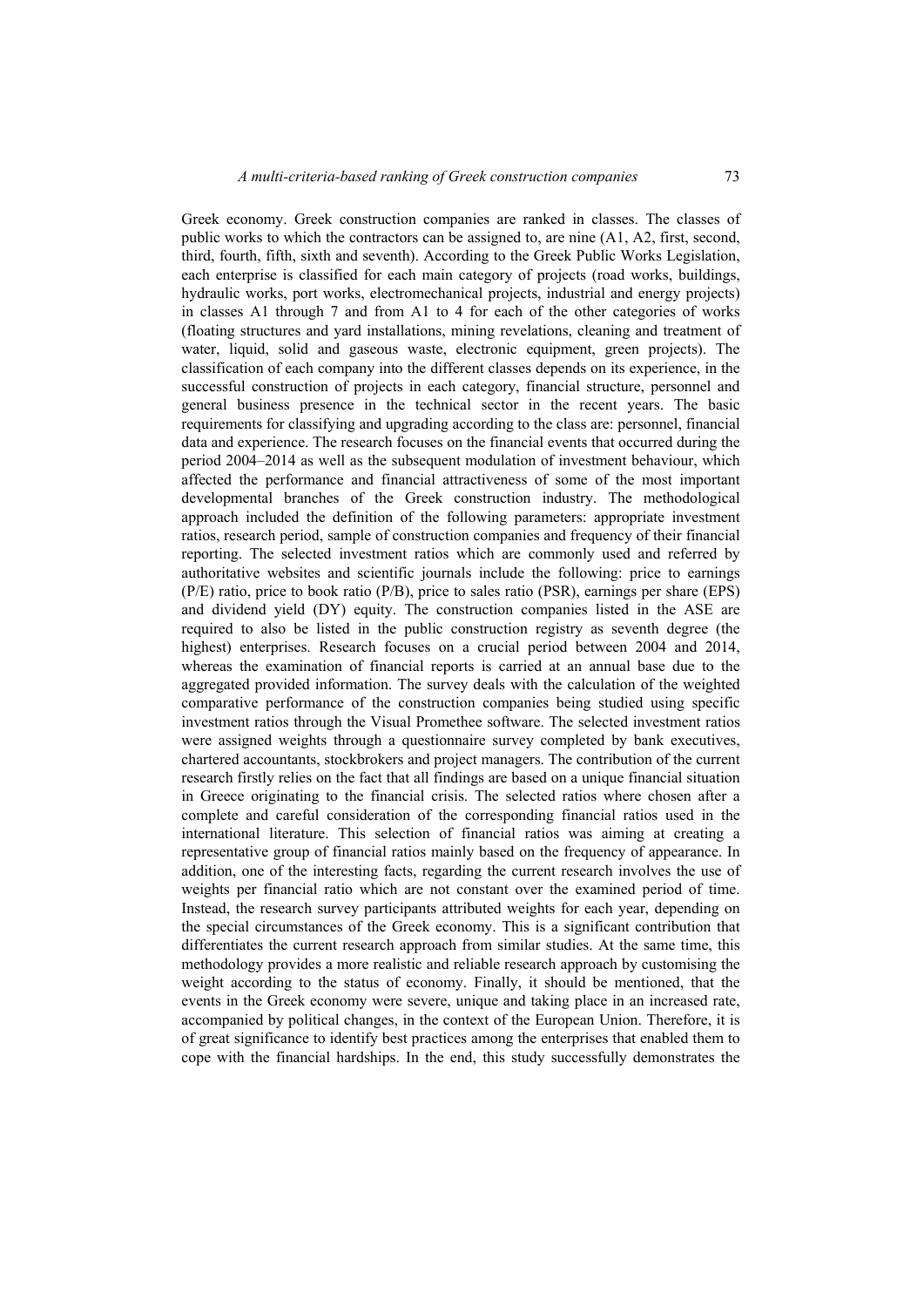Greek economy. Greek construction companies are ranked in classes. The classes of public works to which the contractors can be assigned to, are nine (A1, A2, first, second, third, fourth, fifth, sixth and seventh). According to the Greek Public Works Legislation, each enterprise is classified for each main category of projects (road works, buildings, hydraulic works, port works, electromechanical projects, industrial and energy projects) in classes A1 through 7 and from A1 to 4 for each of the other categories of works (floating structures and yard installations, mining revelations, cleaning and treatment of water, liquid, solid and gaseous waste, electronic equipment, green projects). The classification of each company into the different classes depends on its experience, in the successful construction of projects in each category, financial structure, personnel and general business presence in the technical sector in the recent years. The basic requirements for classifying and upgrading according to the class are: personnel, financial data and experience. The research focuses on the financial events that occurred during the period 2004–2014 as well as the subsequent modulation of investment behaviour, which affected the performance and financial attractiveness of some of the most important developmental branches of the Greek construction industry. The methodological approach included the definition of the following parameters: appropriate investment ratios, research period, sample of construction companies and frequency of their financial reporting. The selected investment ratios which are commonly used and referred by authoritative websites and scientific journals include the following: price to earnings (P/E) ratio, price to book ratio (P/B), price to sales ratio (PSR), earnings per share (EPS) and dividend yield (DY) equity. The construction companies listed in the ASE are required to also be listed in the public construction registry as seventh degree (the highest) enterprises. Research focuses on a crucial period between 2004 and 2014, whereas the examination of financial reports is carried at an annual base due to the aggregated provided information. The survey deals with the calculation of the weighted comparative performance of the construction companies being studied using specific investment ratios through the Visual Promethee software. The selected investment ratios were assigned weights through a questionnaire survey completed by bank executives, chartered accountants, stockbrokers and project managers. The contribution of the current research firstly relies on the fact that all findings are based on a unique financial situation in Greece originating to the financial crisis. The selected ratios where chosen after a complete and careful consideration of the corresponding financial ratios used in the international literature. This selection of financial ratios was aiming at creating a representative group of financial ratios mainly based on the frequency of appearance. In addition, one of the interesting facts, regarding the current research involves the use of weights per financial ratio which are not constant over the examined period of time. Instead, the research survey participants attributed weights for each year, depending on the special circumstances of the Greek economy. This is a significant contribution that differentiates the current research approach from similar studies. At the same time, this methodology provides a more realistic and reliable research approach by customising the weight according to the status of economy. Finally, it should be mentioned, that the events in the Greek economy were severe, unique and taking place in an increased rate, accompanied by political changes, in the context of the European Union. Therefore, it is of great significance to identify best practices among the enterprises that enabled them to cope with the financial hardships. In the end, this study successfully demonstrates the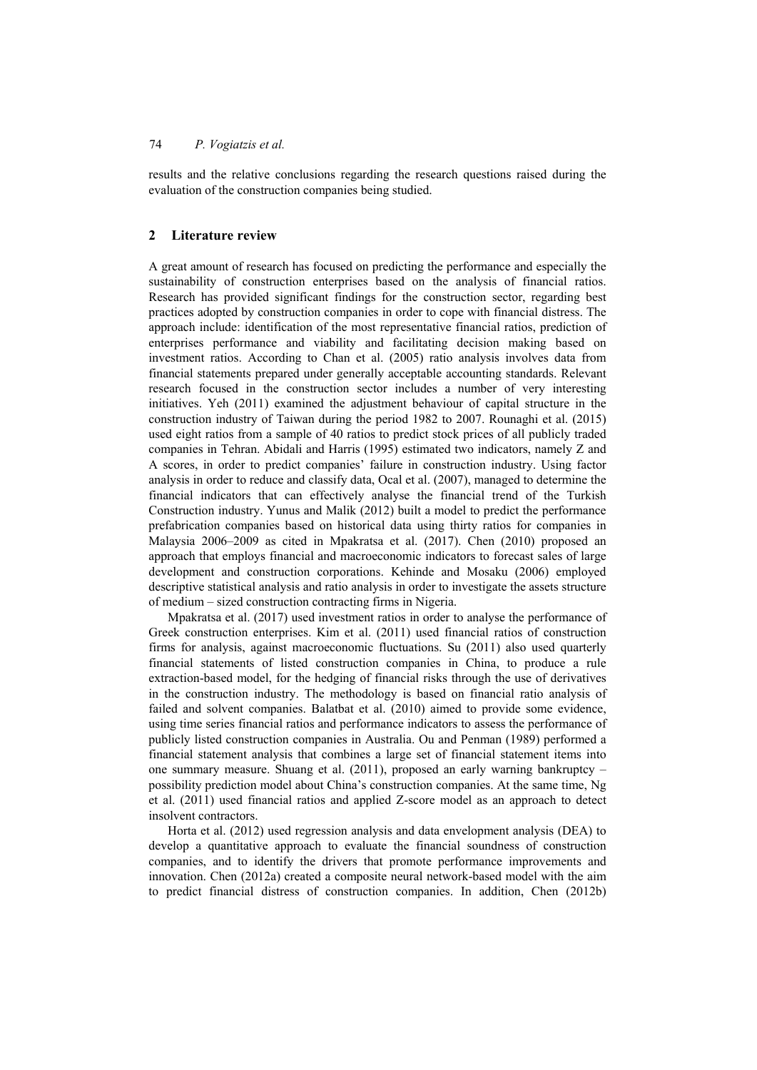results and the relative conclusions regarding the research questions raised during the evaluation of the construction companies being studied.

## 2 Literature review

A great amount of research has focused on predicting the performance and especially the sustainability of construction enterprises based on the analysis of financial ratios. Research has provided significant findings for the construction sector, regarding best practices adopted by construction companies in order to cope with financial distress. The approach include: identification of the most representative financial ratios, prediction of enterprises performance and viability and facilitating decision making based on investment ratios. According to Chan et al. (2005) ratio analysis involves data from financial statements prepared under generally acceptable accounting standards. Relevant research focused in the construction sector includes a number of very interesting initiatives. Yeh (2011) examined the adjustment behaviour of capital structure in the construction industry of Taiwan during the period 1982 to 2007. Rounaghi et al. (2015) used eight ratios from a sample of 40 ratios to predict stock prices of all publicly traded companies in Tehran. Abidali and Harris (1995) estimated two indicators, namely Z and A scores, in order to predict companies' failure in construction industry. Using factor analysis in order to reduce and classify data, Ocal et al. (2007), managed to determine the financial indicators that can effectively analyse the financial trend of the Turkish Construction industry. Yunus and Malik (2012) built a model to predict the performance prefabrication companies based on historical data using thirty ratios for companies in Malaysia 2006–2009 as cited in Mpakratsa et al. (2017). Chen (2010) proposed an approach that employs financial and macroeconomic indicators to forecast sales of large development and construction corporations. Kehinde and Mosaku (2006) employed descriptive statistical analysis and ratio analysis in order to investigate the assets structure of medium – sized construction contracting firms in Nigeria.

Mpakratsa et al. (2017) used investment ratios in order to analyse the performance of Greek construction enterprises. Kim et al. (2011) used financial ratios of construction firms for analysis, against macroeconomic fluctuations. Su (2011) also used quarterly financial statements of listed construction companies in China, to produce a rule extraction-based model, for the hedging of financial risks through the use of derivatives in the construction industry. The methodology is based on financial ratio analysis of failed and solvent companies. Balatbat et al. (2010) aimed to provide some evidence, using time series financial ratios and performance indicators to assess the performance of publicly listed construction companies in Australia. Ou and Penman (1989) performed a financial statement analysis that combines a large set of financial statement items into one summary measure. Shuang et al. (2011), proposed an early warning bankruptcy – possibility prediction model about China's construction companies. At the same time, Ng et al. (2011) used financial ratios and applied Z-score model as an approach to detect insolvent contractors.

Horta et al. (2012) used regression analysis and data envelopment analysis (DEA) to develop a quantitative approach to evaluate the financial soundness of construction companies, and to identify the drivers that promote performance improvements and innovation. Chen (2012a) created a composite neural network-based model with the aim to predict financial distress of construction companies. In addition, Chen (2012b)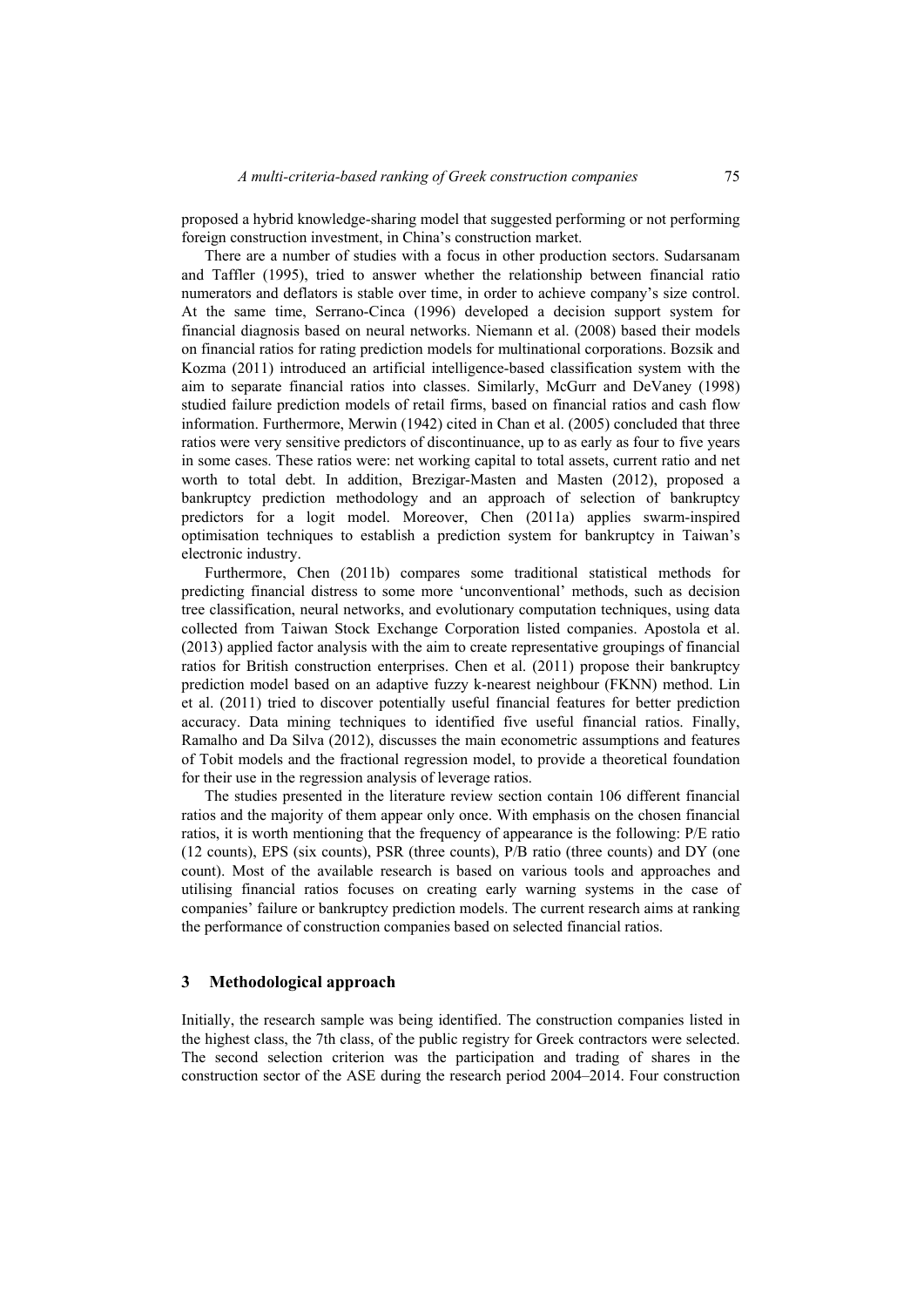proposed a hybrid knowledge-sharing model that suggested performing or not performing foreign construction investment, in China's construction market.

There are a number of studies with a focus in other production sectors. Sudarsanam and Taffler (1995), tried to answer whether the relationship between financial ratio numerators and deflators is stable over time, in order to achieve company's size control. At the same time, Serrano-Cinca (1996) developed a decision support system for financial diagnosis based on neural networks. Niemann et al. (2008) based their models on financial ratios for rating prediction models for multinational corporations. Bozsik and Kozma (2011) introduced an artificial intelligence-based classification system with the aim to separate financial ratios into classes. Similarly, McGurr and DeVaney (1998) studied failure prediction models of retail firms, based on financial ratios and cash flow information. Furthermore, Merwin (1942) cited in Chan et al. (2005) concluded that three ratios were very sensitive predictors of discontinuance, up to as early as four to five years in some cases. These ratios were: net working capital to total assets, current ratio and net worth to total debt. In addition, Brezigar-Masten and Masten (2012), proposed a bankruptcy prediction methodology and an approach of selection of bankruptcy predictors for a logit model. Moreover, Chen (2011a) applies swarm-inspired optimisation techniques to establish a prediction system for bankruptcy in Taiwan's electronic industry.

Furthermore, Chen (2011b) compares some traditional statistical methods for predicting financial distress to some more 'unconventional' methods, such as decision tree classification, neural networks, and evolutionary computation techniques, using data collected from Taiwan Stock Exchange Corporation listed companies. Apostola et al. (2013) applied factor analysis with the aim to create representative groupings of financial ratios for British construction enterprises. Chen et al. (2011) propose their bankruptcy prediction model based on an adaptive fuzzy k-nearest neighbour (FKNN) method. Lin et al. (2011) tried to discover potentially useful financial features for better prediction accuracy. Data mining techniques to identified five useful financial ratios. Finally, Ramalho and Da Silva (2012), discusses the main econometric assumptions and features of Tobit models and the fractional regression model, to provide a theoretical foundation for their use in the regression analysis of leverage ratios.

The studies presented in the literature review section contain 106 different financial ratios and the majority of them appear only once. With emphasis on the chosen financial ratios, it is worth mentioning that the frequency of appearance is the following: P/E ratio (12 counts), EPS (six counts), PSR (three counts), P/B ratio (three counts) and DY (one count). Most of the available research is based on various tools and approaches and utilising financial ratios focuses on creating early warning systems in the case of companies' failure or bankruptcy prediction models. The current research aims at ranking the performance of construction companies based on selected financial ratios.

## 3 Methodological approach

Initially, the research sample was being identified. The construction companies listed in the highest class, the 7th class, of the public registry for Greek contractors were selected. The second selection criterion was the participation and trading of shares in the construction sector of the ASE during the research period 2004–2014. Four construction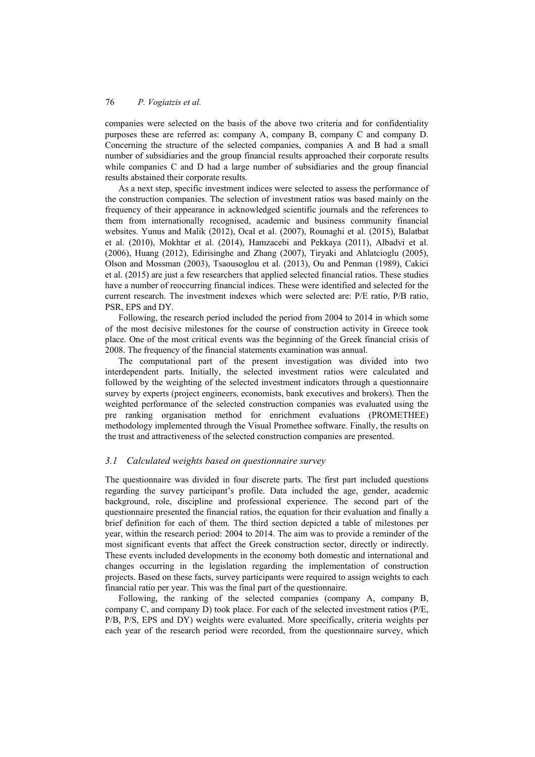companies were selected on the basis of the above two criteria and for confidentiality purposes these are referred as: company A, company B, company C and company D. Concerning the structure of the selected companies, companies A and B had a small number of subsidiaries and the group financial results approached their corporate results while companies C and D had a large number of subsidiaries and the group financial results abstained their corporate results.

As a next step, specific investment indices were selected to assess the performance of the construction companies. The selection of investment ratios was based mainly on the frequency of their appearance in acknowledged scientific journals and the references to them from internationally recognised, academic and business community financial websites. Yunus and Malik (2012), Ocal et al. (2007), Rounaghi et al. (2015), Balatbat et al. (2010), Mokhtar et al. (2014), Hamzacebi and Pekkaya (2011), Albadvi et al. (2006), Huang (2012), Edirisinghe and Zhang (2007), Tiryaki and Ahlatcioglu (2005), Olson and Mossman (2003), Tsaousoglou et al. (2013), Ou and Penman (1989), Cakici et al. (2015) are just a few researchers that applied selected financial ratios. These studies have a number of reoccurring financial indices. These were identified and selected for the current research. The investment indexes which were selected are: P/E ratio, P/B ratio, PSR, EPS and DY.

Following, the research period included the period from 2004 to 2014 in which some of the most decisive milestones for the course of construction activity in Greece took place. One of the most critical events was the beginning of the Greek financial crisis of 2008. The frequency of the financial statements examination was annual.

The computational part of the present investigation was divided into two interdependent parts. Initially, the selected investment ratios were calculated and followed by the weighting of the selected investment indicators through a questionnaire survey by experts (project engineers, economists, bank executives and brokers). Then the weighted performance of the selected construction companies was evaluated using the pre ranking organisation method for enrichment evaluations (PROMETHEE) methodology implemented through the Visual Promethee software. Finally, the results on the trust and attractiveness of the selected construction companies are presented.

### *3.1 Calculated weights based on questionnaire survey*

The questionnaire was divided in four discrete parts. The first part included questions regarding the survey participant's profile. Data included the age, gender, academic background, role, discipline and professional experience. The second part of the questionnaire presented the financial ratios, the equation for their evaluation and finally a brief definition for each of them. The third section depicted a table of milestones per year, within the research period: 2004 to 2014. The aim was to provide a reminder of the most significant events that affect the Greek construction sector, directly or indirectly. These events included developments in the economy both domestic and international and changes occurring in the legislation regarding the implementation of construction projects. Based on these facts, survey participants were required to assign weights to each financial ratio per year. This was the final part of the questionnaire.

Following, the ranking of the selected companies (company A, company B, company C, and company D) took place. For each of the selected investment ratios (P/E, P/B, P/S, EPS and DY) weights were evaluated. More specifically, criteria weights per each year of the research period were recorded, from the questionnaire survey, which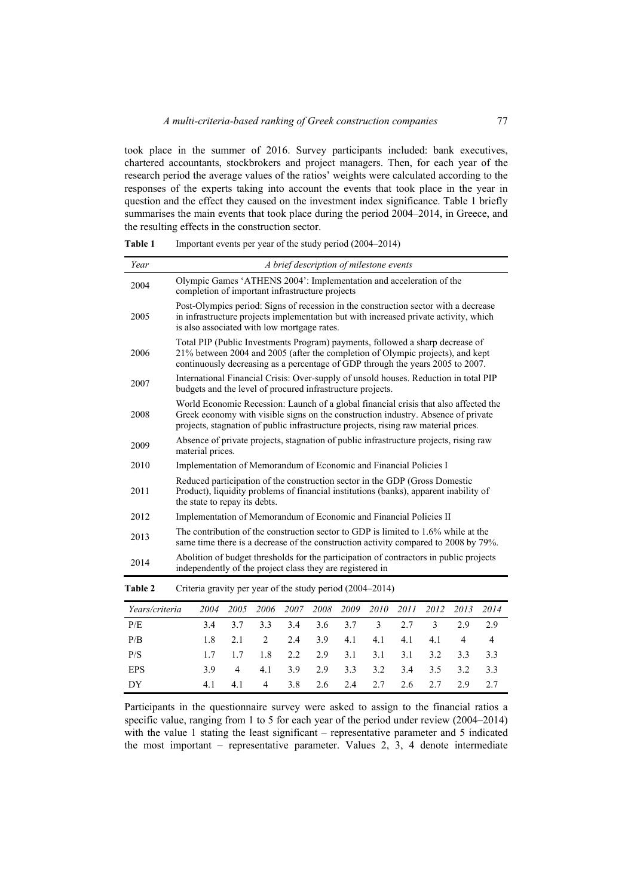took place in the summer of 2016. Survey participants included: bank executives, chartered accountants, stockbrokers and project managers. Then, for each year of the research period the average values of the ratios' weights were calculated according to the responses of the experts taking into account the events that took place in the year in question and the effect they caused on the investment index significance. Table 1 briefly summarises the main events that took place during the period 2004–2014, in Greece, and the resulting effects in the construction sector.

**Table 1** Important events per year of the study period (2004–2014)

| *Year* | *A brief description of milestone events* |
|---|---|
| 2004 | Olympic Games 'ATHENS 2004': Implementation and acceleration of the completion of important infrastructure projects |
| 2005 | Post-Olympics period: Signs of recession in the construction sector with a decrease in infrastructure projects implementation but with increased private activity, which is also associated with low mortgage rates. |
| 2006 | Total PIP (Public Investments Program) payments, followed a sharp decrease of 21% between 2004 and 2005 (after the completion of Olympic projects), and kept continuously decreasing as a percentage of GDP through the years 2005 to 2007. |
| 2007 | International Financial Crisis: Over-supply of unsold houses. Reduction in total PIP budgets and the level of procured infrastructure projects. |
| 2008 | World Economic Recession: Launch of a global financial crisis that also affected the Greek economy with visible signs on the construction industry. Absence of private projects, stagnation of public infrastructure projects, rising raw material prices. |
| 2009 | Absence of private projects, stagnation of public infrastructure projects, rising raw material prices. |
| 2010 | Implementation of Memorandum of Economic and Financial Policies I |
| 2011 | Reduced participation of the construction sector in the GDP (Gross Domestic Product), liquidity problems of financial institutions (banks), apparent inability of the state to repay its debts. |
| 2012 | Implementation of Memorandum of Economic and Financial Policies II |
| 2013 | The contribution of the construction sector to GDP is limited to 1.6% while at the same time there is a decrease of the construction activity compared to 2008 by 79%. |
| 2014 | Abolition of budget thresholds for the participation of contractors in public projects independently of the project class they are registered in |

**Table 2** Criteria gravity per year of the study period (2004–2014)

| *Years/criteria* | *2004* | *2005* | *2006* | *2007* | *2008* | *2009* | *2010* | *2011* | *2012* | *2013* | *2014* |
|---|---|---|---|---|---|---|---|---|---|---|---|
| P/E | 3.4 | 3.7 | 3.3 | 3.4 | 3.6 | 3.7 | 3 | 2.7 | 3 | 2.9 | 2.9 |
| P/B | 1.8 | 2.1 | 2 | 2.4 | 3.9 | 4.1 | 4.1 | 4.1 | 4.1 | 4 | 4 |
| P/S | 1.7 | 1.7 | 1.8 | 2.2 | 2.9 | 3.1 | 3.1 | 3.1 | 3.2 | 3.3 | 3.3 |
| EPS | 3.9 | 4 | 4.1 | 3.9 | 2.9 | 3.3 | 3.2 | 3.4 | 3.5 | 3.2 | 3.3 |
| DY | 4.1 | 4.1 | 4 | 3.8 | 2.6 | 2.4 | 2.7 | 2.6 | 2.7 | 2.9 | 2.7 |

Participants in the questionnaire survey were asked to assign to the financial ratios a specific value, ranging from 1 to 5 for each year of the period under review (2004–2014) with the value 1 stating the least significant – representative parameter and 5 indicated the most important – representative parameter. Values 2, 3, 4 denote intermediate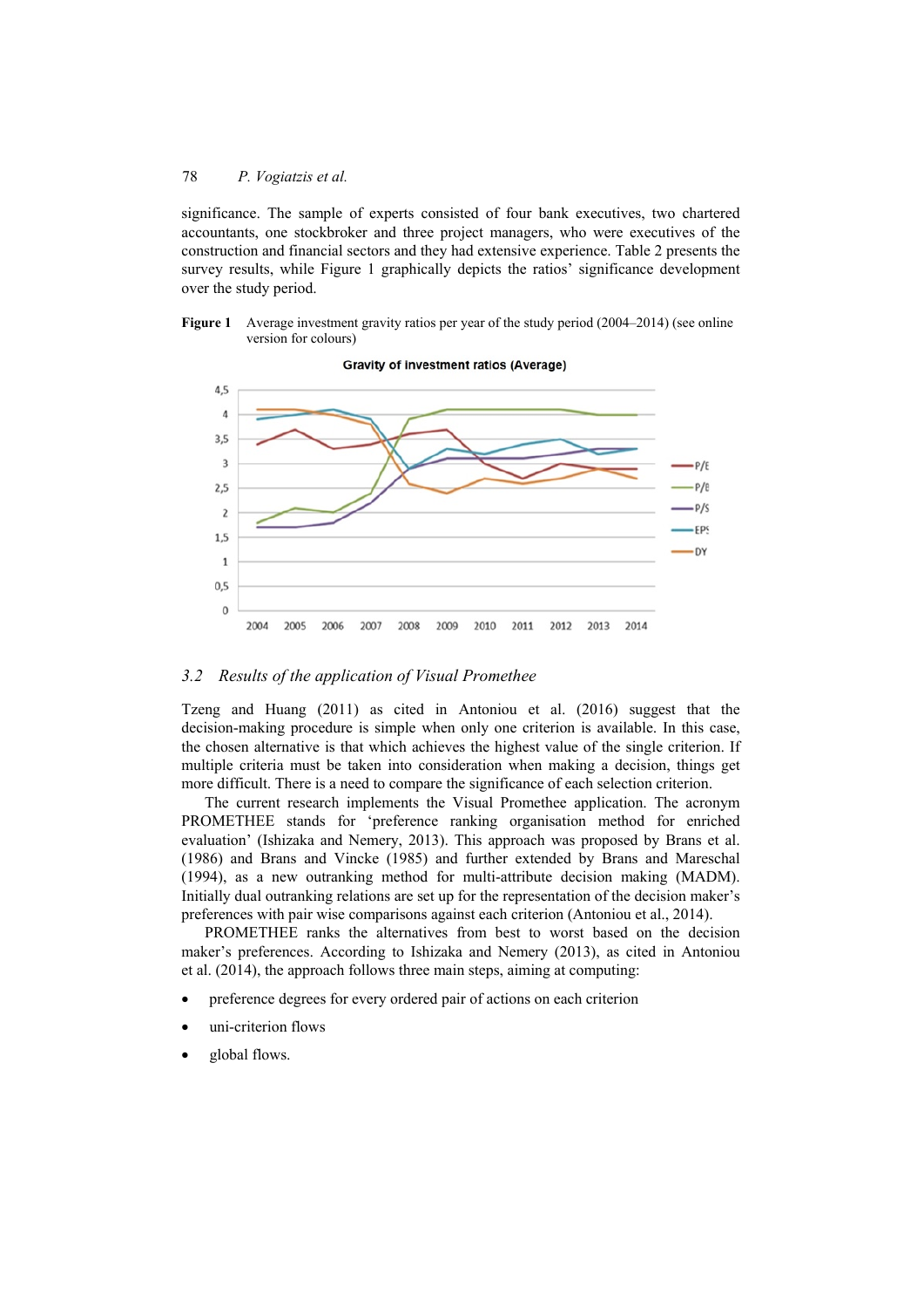significance. The sample of experts consisted of four bank executives, two chartered accountants, one stockbroker and three project managers, who were executives of the construction and financial sectors and they had extensive experience. Table 2 presents the survey results, while Figure 1 graphically depicts the ratios' significance development over the study period.

**Figure 1** Average investment gravity ratios per year of the study period (2004–2014) (see online version for colours)

## 3.2 *Results of the application of Visual Promethee*

Tzeng and Huang (2011) as cited in Antoniou et al. (2016) suggest that the decision-making procedure is simple when only one criterion is available. In this case, the chosen alternative is that which achieves the highest value of the single criterion. If multiple criteria must be taken into consideration when making a decision, things get more difficult. There is a need to compare the significance of each selection criterion.

The current research implements the Visual Promethee application. The acronym PROMETHEE stands for 'preference ranking organisation method for enriched evaluation' (Ishizaka and Nemery, 2013). This approach was proposed by Brans et al. (1986) and Brans and Vincke (1985) and further extended by Brans and Mareschal (1994), as a new outranking method for multi-attribute decision making (MADM). Initially dual outranking relations are set up for the representation of the decision maker's preferences with pair wise comparisons against each criterion (Antoniou et al., 2014).

PROMETHEE ranks the alternatives from best to worst based on the decision maker's preferences. According to Ishizaka and Nemery (2013), as cited in Antoniou et al. (2014), the approach follows three main steps, aiming at computing:

- preference degrees for every ordered pair of actions on each criterion
- uni-criterion flows
- global flows.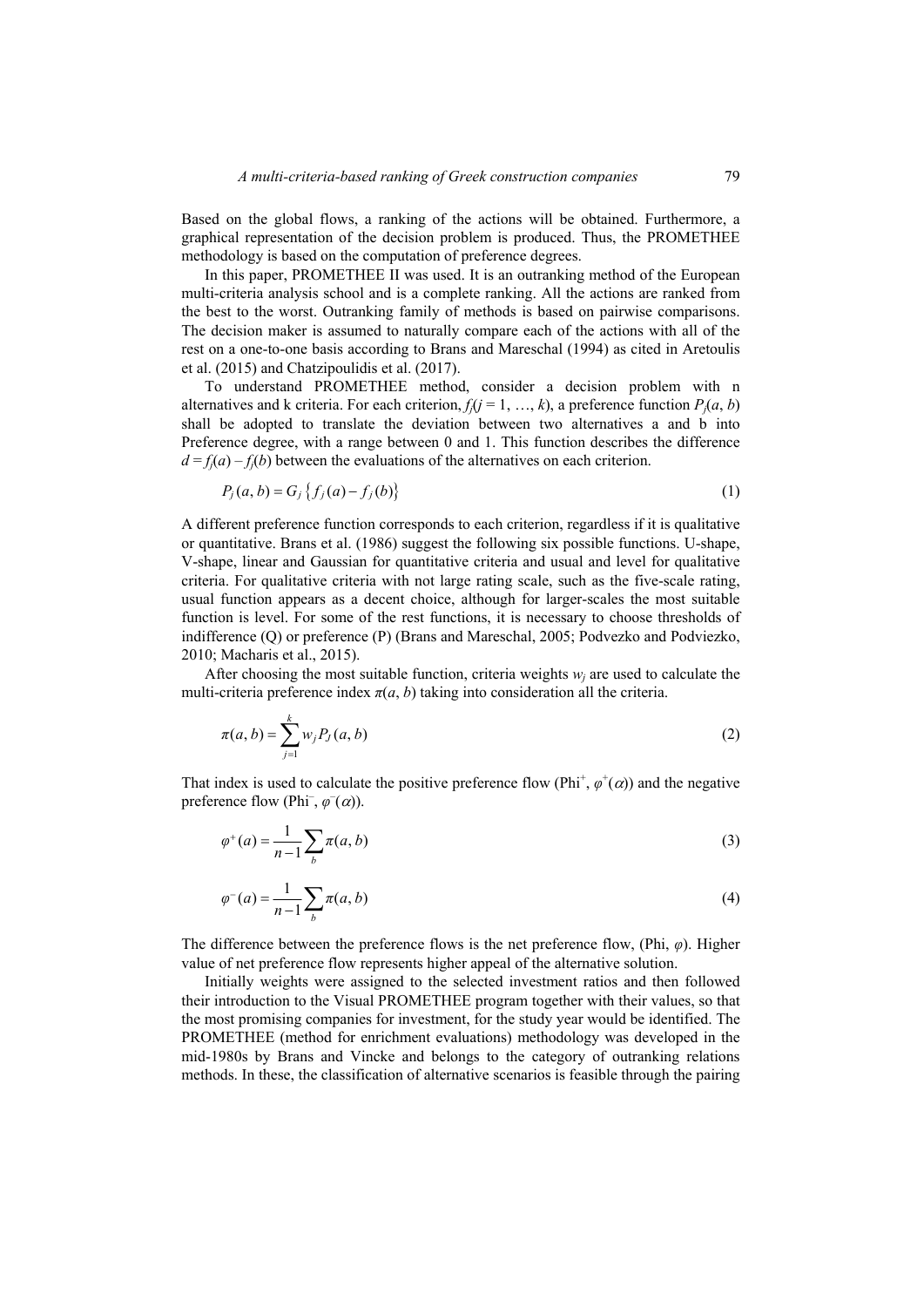Based on the global flows, a ranking of the actions will be obtained. Furthermore, a graphical representation of the decision problem is produced. Thus, the PROMETHEE methodology is based on the computation of preference degrees.

In this paper, PROMETHEE II was used. It is an outranking method of the European multi-criteria analysis school and is a complete ranking. All the actions are ranked from the best to the worst. Outranking family of methods is based on pairwise comparisons. The decision maker is assumed to naturally compare each of the actions with all of the rest on a one-to-one basis according to Brans and Mareschal (1994) as cited in Aretoulis et al. (2015) and Chatzipoulidis et al. (2017).

To understand PROMETHEE method, consider a decision problem with n alternatives and k criteria. For each criterion, $f_j(j = 1, \ldots, k)$, a preference function $P_j(a, b)$ shall be adopted to translate the deviation between two alternatives a and b into Preference degree, with a range between 0 and 1. This function describes the difference $d = f_j(a) - f_j(b)$ between the evaluations of the alternatives on each criterion.

$$P_j(a,b) = G_j\left\{f_j(a) - f_j(b)\right\} \tag{1}$$

A different preference function corresponds to each criterion, regardless if it is qualitative or quantitative. Brans et al. (1986) suggest the following six possible functions. U-shape, V-shape, linear and Gaussian for quantitative criteria and usual and level for qualitative criteria. For qualitative criteria with not large rating scale, such as the five-scale rating, usual function appears as a decent choice, although for larger-scales the most suitable function is level. For some of the rest functions, it is necessary to choose thresholds of indifference (Q) or preference (P) (Brans and Mareschal, 2005; Podvezko and Podviezko, 2010; Macharis et al., 2015).

After choosing the most suitable function, criteria weights $w_j$ are used to calculate the multi-criteria preference index $\pi(a, b)$ taking into consideration all the criteria.

$$\pi(a,b) = \sum_{j=1}^{k} w_j P_J(a,b) \tag{2}$$

That index is used to calculate the positive preference flow (Phi$^+$, $\varphi^+(\alpha)$) and the negative preference flow (Phi$^-$, $\varphi^-(\alpha)$).

$$\varphi^+(a) = \frac{1}{n-1}\sum_{b}\pi(a,b) \tag{3}$$

$$\varphi^-(a) = \frac{1}{n-1}\sum_{b}\pi(a,b) \tag{4}$$

The difference between the preference flows is the net preference flow, (Phi, $\varphi$). Higher value of net preference flow represents higher appeal of the alternative solution.

Initially weights were assigned to the selected investment ratios and then followed their introduction to the Visual PROMETHEE program together with their values, so that the most promising companies for investment, for the study year would be identified. The PROMETHEE (method for enrichment evaluations) methodology was developed in the mid-1980s by Brans and Vincke and belongs to the category of outranking relations methods. In these, the classification of alternative scenarios is feasible through the pairing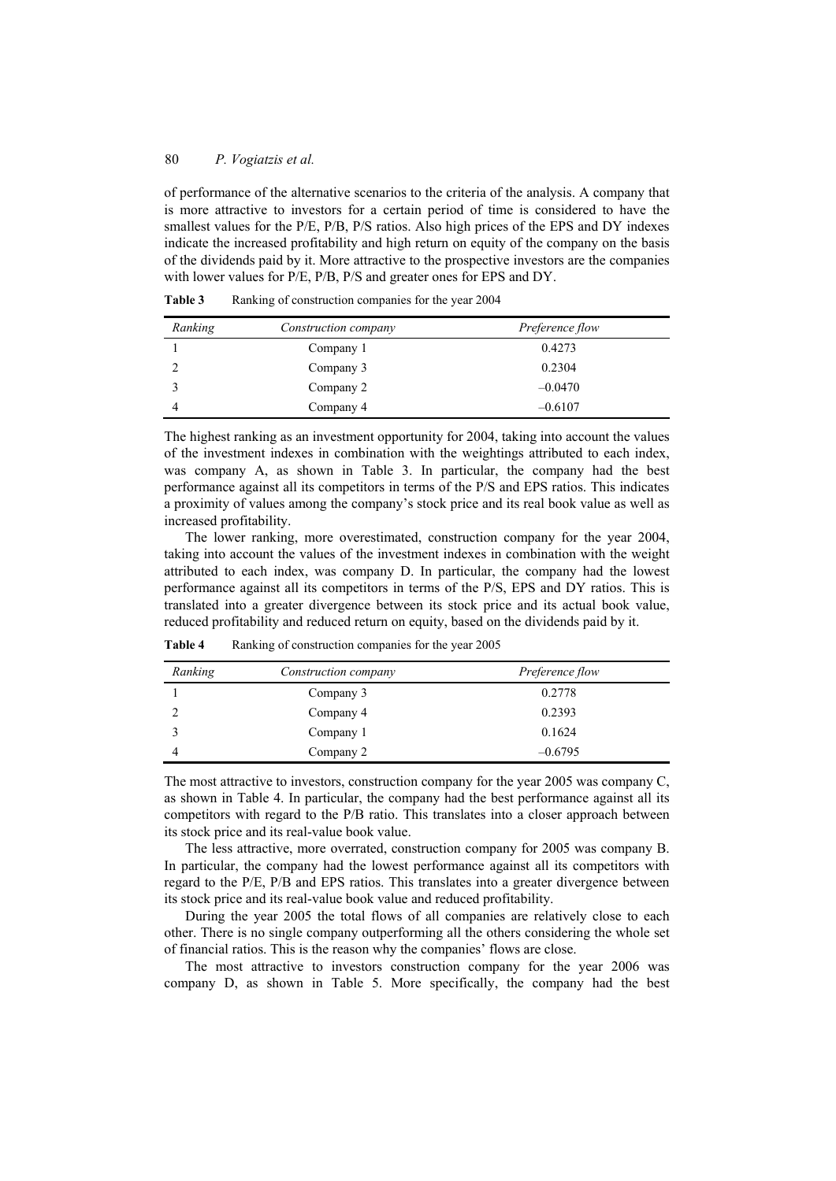of performance of the alternative scenarios to the criteria of the analysis. A company that is more attractive to investors for a certain period of time is considered to have the smallest values for the P/E, P/B, P/S ratios. Also high prices of the EPS and DY indexes indicate the increased profitability and high return on equity of the company on the basis of the dividends paid by it. More attractive to the prospective investors are the companies with lower values for P/E, P/B, P/S and greater ones for EPS and DY.

**Table 3** Ranking of construction companies for the year 2004

| *Ranking* | *Construction company* | *Preference flow* |
|---|---|---|
| 1 | Company 1 | 0.4273 |
| 2 | Company 3 | 0.2304 |
| 3 | Company 2 | –0.0470 |
| 4 | Company 4 | –0.6107 |

The highest ranking as an investment opportunity for 2004, taking into account the values of the investment indexes in combination with the weightings attributed to each index, was company A, as shown in Table 3. In particular, the company had the best performance against all its competitors in terms of the P/S and EPS ratios. This indicates a proximity of values among the company's stock price and its real book value as well as increased profitability.

The lower ranking, more overestimated, construction company for the year 2004, taking into account the values of the investment indexes in combination with the weight attributed to each index, was company D. In particular, the company had the lowest performance against all its competitors in terms of the P/S, EPS and DY ratios. This is translated into a greater divergence between its stock price and its actual book value, reduced profitability and reduced return on equity, based on the dividends paid by it.

**Table 4** Ranking of construction companies for the year 2005

| *Ranking* | *Construction company* | *Preference flow* |
|---|---|---|
| 1 | Company 3 | 0.2778 |
| 2 | Company 4 | 0.2393 |
| 3 | Company 1 | 0.1624 |
| 4 | Company 2 | –0.6795 |

The most attractive to investors, construction company for the year 2005 was company C, as shown in Table 4. In particular, the company had the best performance against all its competitors with regard to the P/B ratio. This translates into a closer approach between its stock price and its real-value book value.

The less attractive, more overrated, construction company for 2005 was company B. In particular, the company had the lowest performance against all its competitors with regard to the P/E, P/B and EPS ratios. This translates into a greater divergence between its stock price and its real-value book value and reduced profitability.

During the year 2005 the total flows of all companies are relatively close to each other. There is no single company outperforming all the others considering the whole set of financial ratios. This is the reason why the companies' flows are close.

The most attractive to investors construction company for the year 2006 was company D, as shown in Table 5. More specifically, the company had the best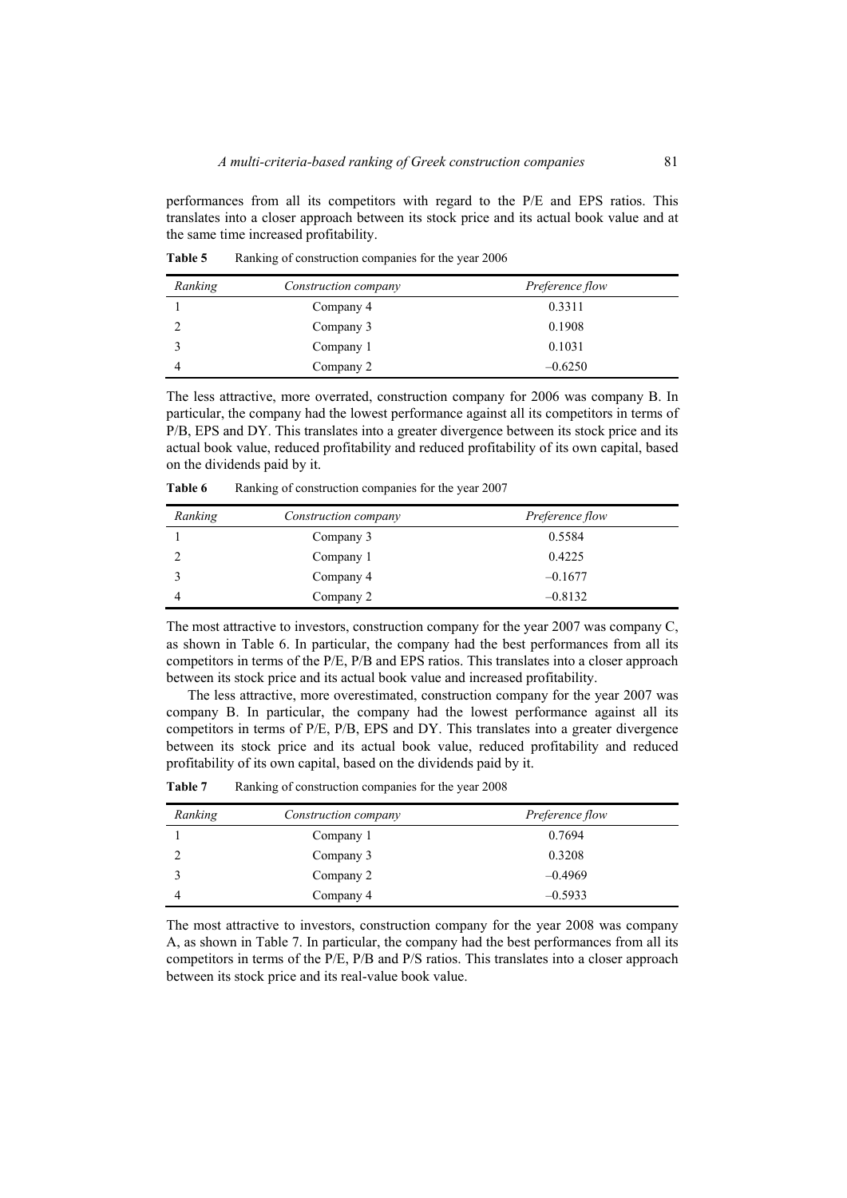performances from all its competitors with regard to the P/E and EPS ratios. This translates into a closer approach between its stock price and its actual book value and at the same time increased profitability.

**Table 5** Ranking of construction companies for the year 2006

| *Ranking* | *Construction company* | *Preference flow* |
|---|---|---|
| 1 | Company 4 | 0.3311 |
| 2 | Company 3 | 0.1908 |
| 3 | Company 1 | 0.1031 |
| 4 | Company 2 | –0.6250 |

The less attractive, more overrated, construction company for 2006 was company B. In particular, the company had the lowest performance against all its competitors in terms of P/B, EPS and DY. This translates into a greater divergence between its stock price and its actual book value, reduced profitability and reduced profitability of its own capital, based on the dividends paid by it.

**Table 6** Ranking of construction companies for the year 2007

| *Ranking* | *Construction company* | *Preference flow* |
|---|---|---|
| 1 | Company 3 | 0.5584 |
| 2 | Company 1 | 0.4225 |
| 3 | Company 4 | –0.1677 |
| 4 | Company 2 | –0.8132 |

The most attractive to investors, construction company for the year 2007 was company C, as shown in Table 6. In particular, the company had the best performances from all its competitors in terms of the P/E, P/B and EPS ratios. This translates into a closer approach between its stock price and its actual book value and increased profitability.

The less attractive, more overestimated, construction company for the year 2007 was company B. In particular, the company had the lowest performance against all its competitors in terms of P/E, P/B, EPS and DY. This translates into a greater divergence between its stock price and its actual book value, reduced profitability and reduced profitability of its own capital, based on the dividends paid by it.

**Table 7** Ranking of construction companies for the year 2008

| *Ranking* | *Construction company* | *Preference flow* |
|---|---|---|
| 1 | Company 1 | 0.7694 |
| 2 | Company 3 | 0.3208 |
| 3 | Company 2 | –0.4969 |
| 4 | Company 4 | –0.5933 |

The most attractive to investors, construction company for the year 2008 was company A, as shown in Table 7. In particular, the company had the best performances from all its competitors in terms of the P/E, P/B and P/S ratios. This translates into a closer approach between its stock price and its real-value book value.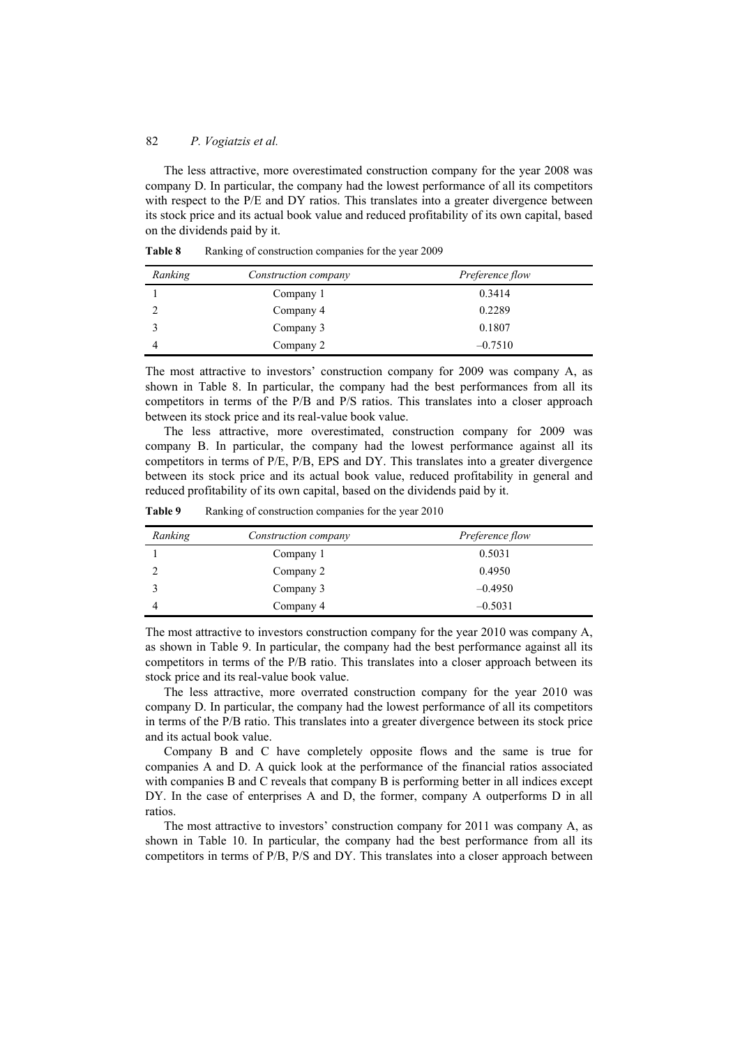The less attractive, more overestimated construction company for the year 2008 was company D. In particular, the company had the lowest performance of all its competitors with respect to the P/E and DY ratios. This translates into a greater divergence between its stock price and its actual book value and reduced profitability of its own capital, based on the dividends paid by it.

**Table 8** Ranking of construction companies for the year 2009

| *Ranking* | *Construction company* | *Preference flow* |
|---|---|---|
| 1 | Company 1 | 0.3414 |
| 2 | Company 4 | 0.2289 |
| 3 | Company 3 | 0.1807 |
| 4 | Company 2 | –0.7510 |

The most attractive to investors' construction company for 2009 was company A, as shown in Table 8. In particular, the company had the best performances from all its competitors in terms of the P/B and P/S ratios. This translates into a closer approach between its stock price and its real-value book value.

The less attractive, more overestimated, construction company for 2009 was company B. In particular, the company had the lowest performance against all its competitors in terms of P/E, P/B, EPS and DY. This translates into a greater divergence between its stock price and its actual book value, reduced profitability in general and reduced profitability of its own capital, based on the dividends paid by it.

**Table 9** Ranking of construction companies for the year 2010

| *Ranking* | *Construction company* | *Preference flow* |
|---|---|---|
| 1 | Company 1 | 0.5031 |
| 2 | Company 2 | 0.4950 |
| 3 | Company 3 | –0.4950 |
| 4 | Company 4 | –0.5031 |

The most attractive to investors construction company for the year 2010 was company A, as shown in Table 9. In particular, the company had the best performance against all its competitors in terms of the P/B ratio. This translates into a closer approach between its stock price and its real-value book value.

The less attractive, more overrated construction company for the year 2010 was company D. In particular, the company had the lowest performance of all its competitors in terms of the P/B ratio. This translates into a greater divergence between its stock price and its actual book value.

Company B and C have completely opposite flows and the same is true for companies A and D. A quick look at the performance of the financial ratios associated with companies B and C reveals that company B is performing better in all indices except DY. In the case of enterprises A and D, the former, company A outperforms D in all ratios.

The most attractive to investors' construction company for 2011 was company A, as shown in Table 10. In particular, the company had the best performance from all its competitors in terms of P/B, P/S and DY. This translates into a closer approach between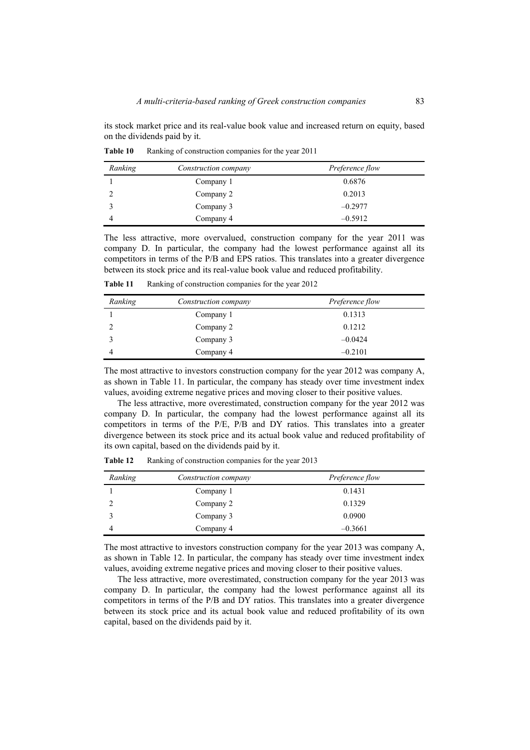its stock market price and its real-value book value and increased return on equity, based on the dividends paid by it.

**Table 10** Ranking of construction companies for the year 2011

| *Ranking* | *Construction company* | *Preference flow* |
|---|---|---|
| 1 | Company 1 | 0.6876 |
| 2 | Company 2 | 0.2013 |
| 3 | Company 3 | –0.2977 |
| 4 | Company 4 | –0.5912 |

The less attractive, more overvalued, construction company for the year 2011 was company D. In particular, the company had the lowest performance against all its competitors in terms of the P/B and EPS ratios. This translates into a greater divergence between its stock price and its real-value book value and reduced profitability.

**Table 11** Ranking of construction companies for the year 2012

| *Ranking* | *Construction company* | *Preference flow* |
|---|---|---|
| 1 | Company 1 | 0.1313 |
| 2 | Company 2 | 0.1212 |
| 3 | Company 3 | –0.0424 |
| 4 | Company 4 | –0.2101 |

The most attractive to investors construction company for the year 2012 was company A, as shown in Table 11. In particular, the company has steady over time investment index values, avoiding extreme negative prices and moving closer to their positive values.

The less attractive, more overestimated, construction company for the year 2012 was company D. In particular, the company had the lowest performance against all its competitors in terms of the P/E, P/B and DY ratios. This translates into a greater divergence between its stock price and its actual book value and reduced profitability of its own capital, based on the dividends paid by it.

**Table 12** Ranking of construction companies for the year 2013

| *Ranking* | *Construction company* | *Preference flow* |
|---|---|---|
| 1 | Company 1 | 0.1431 |
| 2 | Company 2 | 0.1329 |
| 3 | Company 3 | 0.0900 |
| 4 | Company 4 | –0.3661 |

The most attractive to investors construction company for the year 2013 was company A, as shown in Table 12. In particular, the company has steady over time investment index values, avoiding extreme negative prices and moving closer to their positive values.

The less attractive, more overestimated, construction company for the year 2013 was company D. In particular, the company had the lowest performance against all its competitors in terms of the P/B and DY ratios. This translates into a greater divergence between its stock price and its actual book value and reduced profitability of its own capital, based on the dividends paid by it.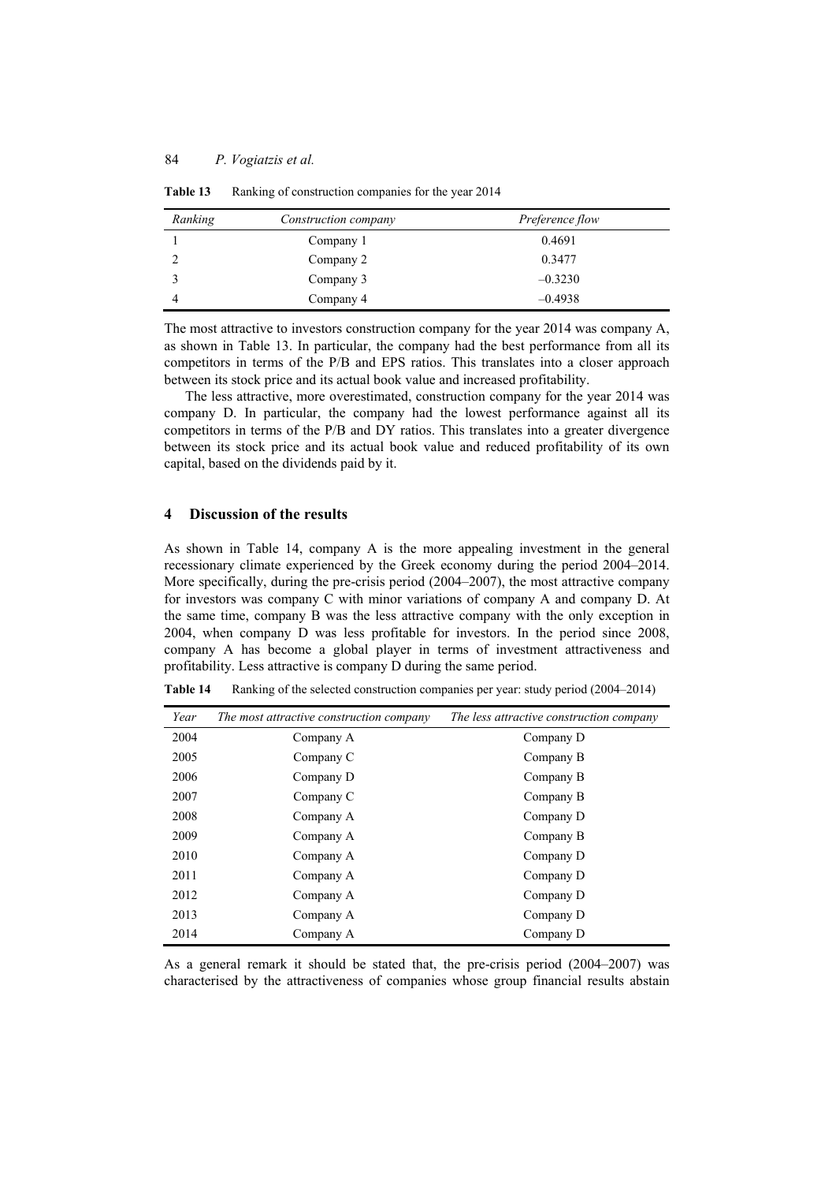**Table 13** Ranking of construction companies for the year 2014

| Ranking | Construction company | Preference flow |
|---|---|---|
| 1 | Company 1 | 0.4691 |
| 2 | Company 2 | 0.3477 |
| 3 | Company 3 | –0.3230 |
| 4 | Company 4 | –0.4938 |

The most attractive to investors construction company for the year 2014 was company A, as shown in Table 13. In particular, the company had the best performance from all its competitors in terms of the P/B and EPS ratios. This translates into a closer approach between its stock price and its actual book value and increased profitability.

The less attractive, more overestimated, construction company for the year 2014 was company D. In particular, the company had the lowest performance against all its competitors in terms of the P/B and DY ratios. This translates into a greater divergence between its stock price and its actual book value and reduced profitability of its own capital, based on the dividends paid by it.

## 4 Discussion of the results

As shown in Table 14, company A is the more appealing investment in the general recessionary climate experienced by the Greek economy during the period 2004–2014. More specifically, during the pre-crisis period (2004–2007), the most attractive company for investors was company C with minor variations of company A and company D. At the same time, company B was the less attractive company with the only exception in 2004, when company D was less profitable for investors. In the period since 2008, company A has become a global player in terms of investment attractiveness and profitability. Less attractive is company D during the same period.

**Table 14** Ranking of the selected construction companies per year: study period (2004–2014)

| Year | The most attractive construction company | The less attractive construction company |
|---|---|---|
| 2004 | Company A | Company D |
| 2005 | Company C | Company B |
| 2006 | Company D | Company B |
| 2007 | Company C | Company B |
| 2008 | Company A | Company D |
| 2009 | Company A | Company B |
| 2010 | Company A | Company D |
| 2011 | Company A | Company D |
| 2012 | Company A | Company D |
| 2013 | Company A | Company D |
| 2014 | Company A | Company D |

As a general remark it should be stated that, the pre-crisis period (2004–2007) was characterised by the attractiveness of companies whose group financial results abstain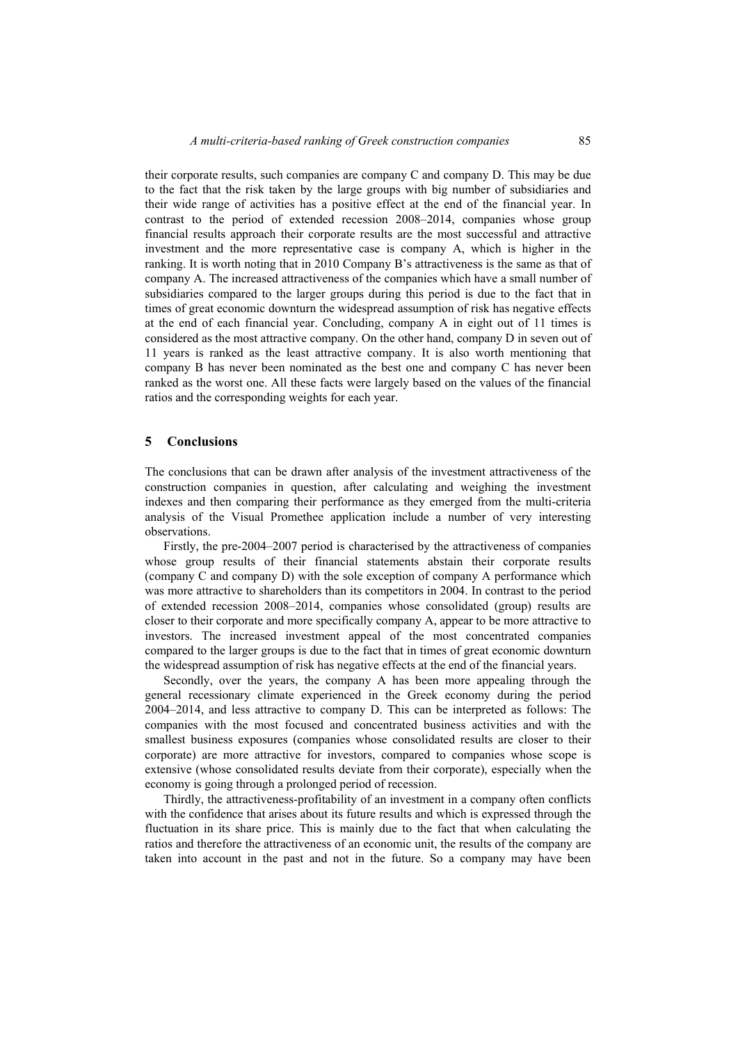their corporate results, such companies are company C and company D. This may be due to the fact that the risk taken by the large groups with big number of subsidiaries and their wide range of activities has a positive effect at the end of the financial year. In contrast to the period of extended recession 2008–2014, companies whose group financial results approach their corporate results are the most successful and attractive investment and the more representative case is company A, which is higher in the ranking. It is worth noting that in 2010 Company B's attractiveness is the same as that of company A. The increased attractiveness of the companies which have a small number of subsidiaries compared to the larger groups during this period is due to the fact that in times of great economic downturn the widespread assumption of risk has negative effects at the end of each financial year. Concluding, company A in eight out of 11 times is considered as the most attractive company. On the other hand, company D in seven out of 11 years is ranked as the least attractive company. It is also worth mentioning that company B has never been nominated as the best one and company C has never been ranked as the worst one. All these facts were largely based on the values of the financial ratios and the corresponding weights for each year.

## 5 Conclusions

The conclusions that can be drawn after analysis of the investment attractiveness of the construction companies in question, after calculating and weighing the investment indexes and then comparing their performance as they emerged from the multi-criteria analysis of the Visual Promethee application include a number of very interesting observations.

Firstly, the pre-2004–2007 period is characterised by the attractiveness of companies whose group results of their financial statements abstain their corporate results (company C and company D) with the sole exception of company A performance which was more attractive to shareholders than its competitors in 2004. In contrast to the period of extended recession 2008–2014, companies whose consolidated (group) results are closer to their corporate and more specifically company A, appear to be more attractive to investors. The increased investment appeal of the most concentrated companies compared to the larger groups is due to the fact that in times of great economic downturn the widespread assumption of risk has negative effects at the end of the financial years.

Secondly, over the years, the company A has been more appealing through the general recessionary climate experienced in the Greek economy during the period 2004–2014, and less attractive to company D. This can be interpreted as follows: The companies with the most focused and concentrated business activities and with the smallest business exposures (companies whose consolidated results are closer to their corporate) are more attractive for investors, compared to companies whose scope is extensive (whose consolidated results deviate from their corporate), especially when the economy is going through a prolonged period of recession.

Thirdly, the attractiveness-profitability of an investment in a company often conflicts with the confidence that arises about its future results and which is expressed through the fluctuation in its share price. This is mainly due to the fact that when calculating the ratios and therefore the attractiveness of an economic unit, the results of the company are taken into account in the past and not in the future. So a company may have been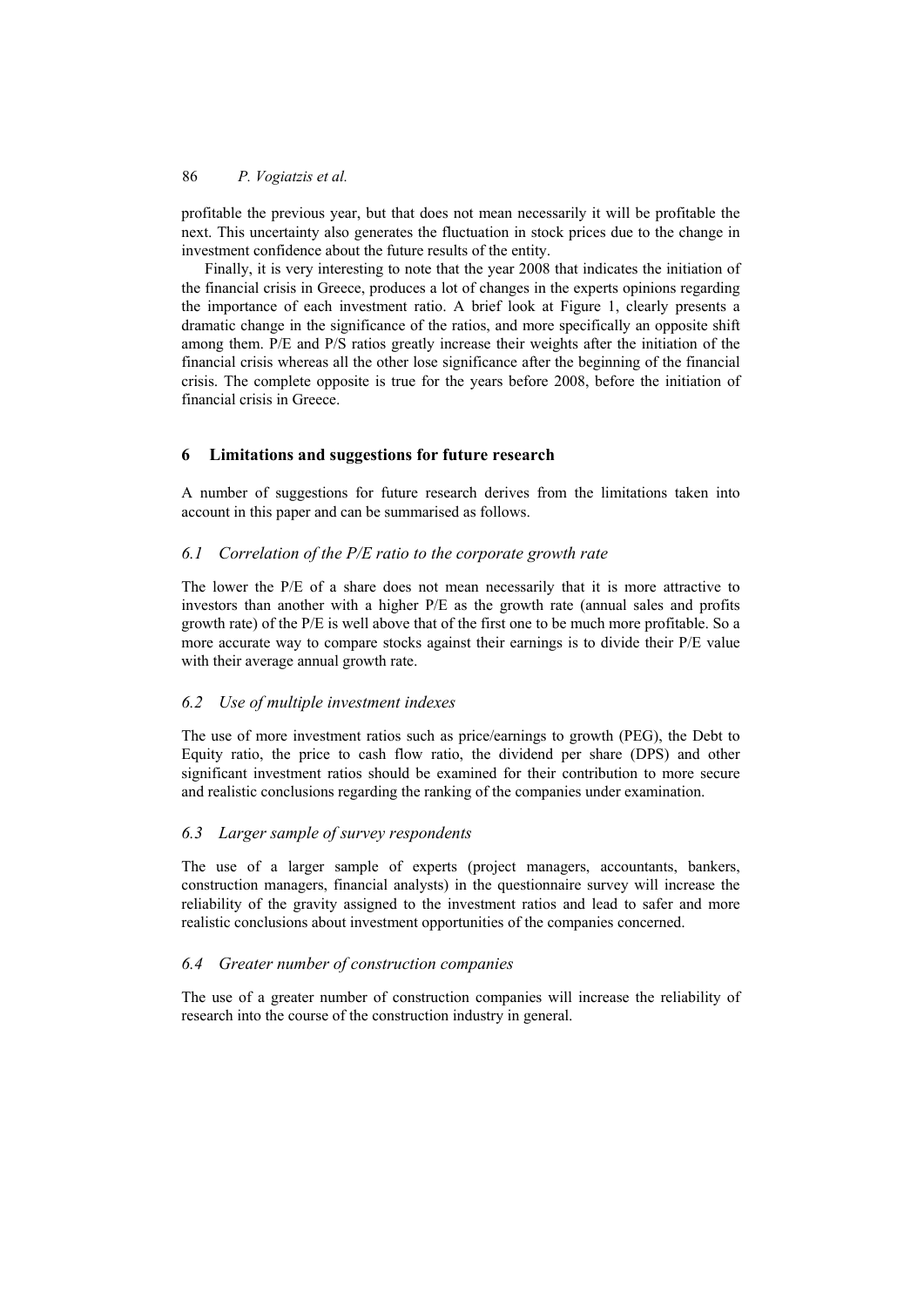profitable the previous year, but that does not mean necessarily it will be profitable the next. This uncertainty also generates the fluctuation in stock prices due to the change in investment confidence about the future results of the entity.

Finally, it is very interesting to note that the year 2008 that indicates the initiation of the financial crisis in Greece, produces a lot of changes in the experts opinions regarding the importance of each investment ratio. A brief look at Figure 1, clearly presents a dramatic change in the significance of the ratios, and more specifically an opposite shift among them. P/E and P/S ratios greatly increase their weights after the initiation of the financial crisis whereas all the other lose significance after the beginning of the financial crisis. The complete opposite is true for the years before 2008, before the initiation of financial crisis in Greece.

## 6 Limitations and suggestions for future research

A number of suggestions for future research derives from the limitations taken into account in this paper and can be summarised as follows.

### 6.1 *Correlation of the P/E ratio to the corporate growth rate*

The lower the P/E of a share does not mean necessarily that it is more attractive to investors than another with a higher P/E as the growth rate (annual sales and profits growth rate) of the P/E is well above that of the first one to be much more profitable. So a more accurate way to compare stocks against their earnings is to divide their P/E value with their average annual growth rate.

### 6.2 *Use of multiple investment indexes*

The use of more investment ratios such as price/earnings to growth (PEG), the Debt to Equity ratio, the price to cash flow ratio, the dividend per share (DPS) and other significant investment ratios should be examined for their contribution to more secure and realistic conclusions regarding the ranking of the companies under examination.

### 6.3 *Larger sample of survey respondents*

The use of a larger sample of experts (project managers, accountants, bankers, construction managers, financial analysts) in the questionnaire survey will increase the reliability of the gravity assigned to the investment ratios and lead to safer and more realistic conclusions about investment opportunities of the companies concerned.

### 6.4 *Greater number of construction companies*

The use of a greater number of construction companies will increase the reliability of research into the course of the construction industry in general.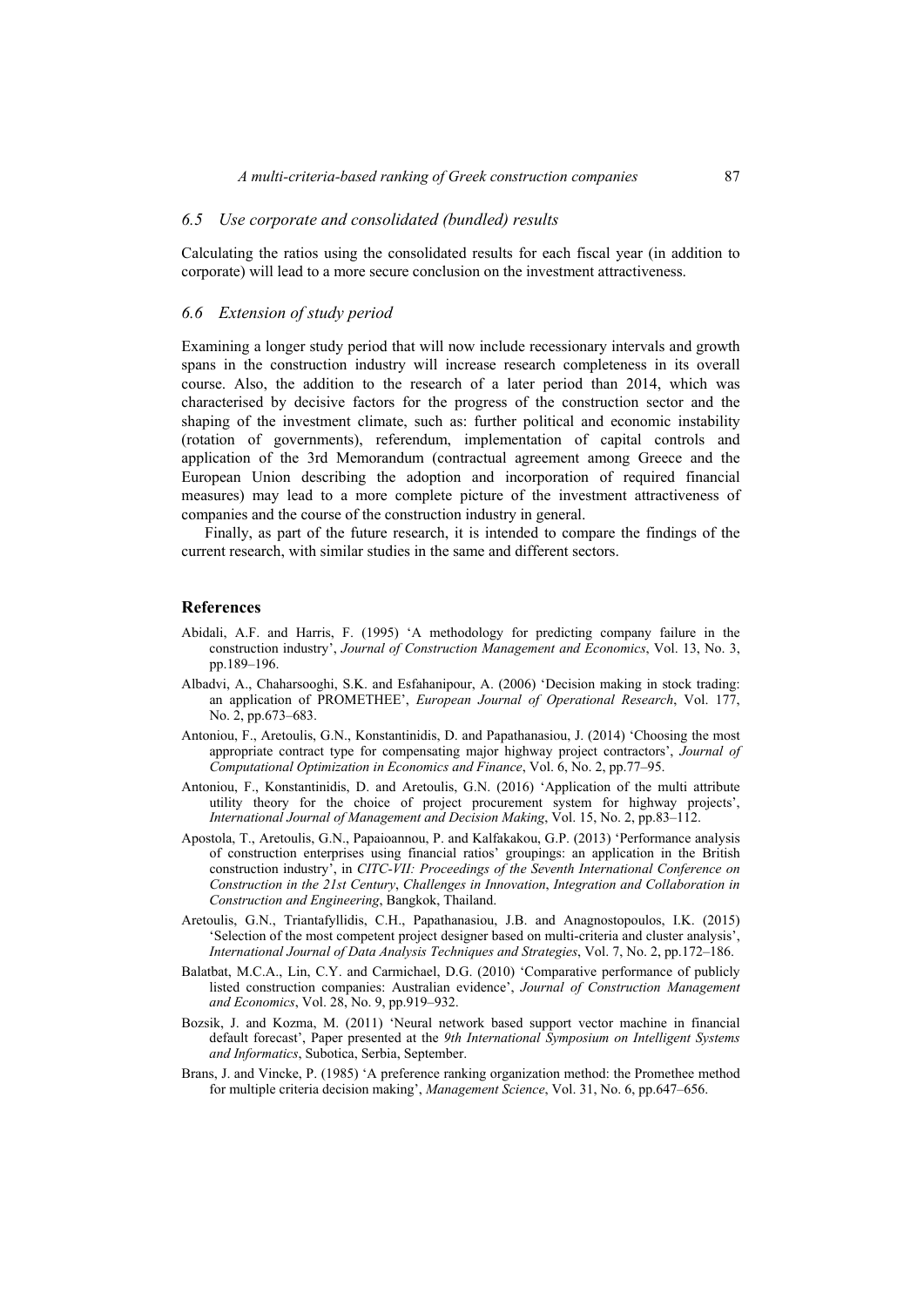### 6.5 *Use corporate and consolidated (bundled) results*

Calculating the ratios using the consolidated results for each fiscal year (in addition to corporate) will lead to a more secure conclusion on the investment attractiveness.

### 6.6 *Extension of study period*

Examining a longer study period that will now include recessionary intervals and growth spans in the construction industry will increase research completeness in its overall course. Also, the addition to the research of a later period than 2014, which was characterised by decisive factors for the progress of the construction sector and the shaping of the investment climate, such as: further political and economic instability (rotation of governments), referendum, implementation of capital controls and application of the 3rd Memorandum (contractual agreement among Greece and the European Union describing the adoption and incorporation of required financial measures) may lead to a more complete picture of the investment attractiveness of companies and the course of the construction industry in general.

Finally, as part of the future research, it is intended to compare the findings of the current research, with similar studies in the same and different sectors.

## References

Abidali, A.F. and Harris, F. (1995) 'A methodology for predicting company failure in the construction industry', *Journal of Construction Management and Economics*, Vol. 13, No. 3, pp.189–196.

Albadvi, A., Chaharsooghi, S.K. and Esfahanipour, A. (2006) 'Decision making in stock trading: an application of PROMETHEE', *European Journal of Operational Research*, Vol. 177, No. 2, pp.673–683.

Antoniou, F., Aretoulis, G.N., Konstantinidis, D. and Papathanasiou, J. (2014) 'Choosing the most appropriate contract type for compensating major highway project contractors', *Journal of Computational Optimization in Economics and Finance*, Vol. 6, No. 2, pp.77–95.

Antoniou, F., Konstantinidis, D. and Aretoulis, G.N. (2016) 'Application of the multi attribute utility theory for the choice of project procurement system for highway projects', *International Journal of Management and Decision Making*, Vol. 15, No. 2, pp.83–112.

Apostola, T., Aretoulis, G.N., Papaioannou, P. and Kalfakakou, G.P. (2013) 'Performance analysis of construction enterprises using financial ratios' groupings: an application in the British construction industry', in *CITC-VII: Proceedings of the Seventh International Conference on Construction in the 21st Century*, *Challenges in Innovation*, *Integration and Collaboration in Construction and Engineering*, Bangkok, Thailand.

Aretoulis, G.N., Triantafyllidis, C.H., Papathanasiou, J.B. and Anagnostopoulos, I.K. (2015) 'Selection of the most competent project designer based on multi-criteria and cluster analysis', *International Journal of Data Analysis Techniques and Strategies*, Vol. 7, No. 2, pp.172–186.

Balatbat, M.C.A., Lin, C.Y. and Carmichael, D.G. (2010) 'Comparative performance of publicly listed construction companies: Australian evidence', *Journal of Construction Management and Economics*, Vol. 28, No. 9, pp.919–932.

Bozsik, J. and Kozma, M. (2011) 'Neural network based support vector machine in financial default forecast', Paper presented at the *9th International Symposium on Intelligent Systems and Informatics*, Subotica, Serbia, September.

Brans, J. and Vincke, P. (1985) 'A preference ranking organization method: the Promethee method for multiple criteria decision making', *Management Science*, Vol. 31, No. 6, pp.647–656.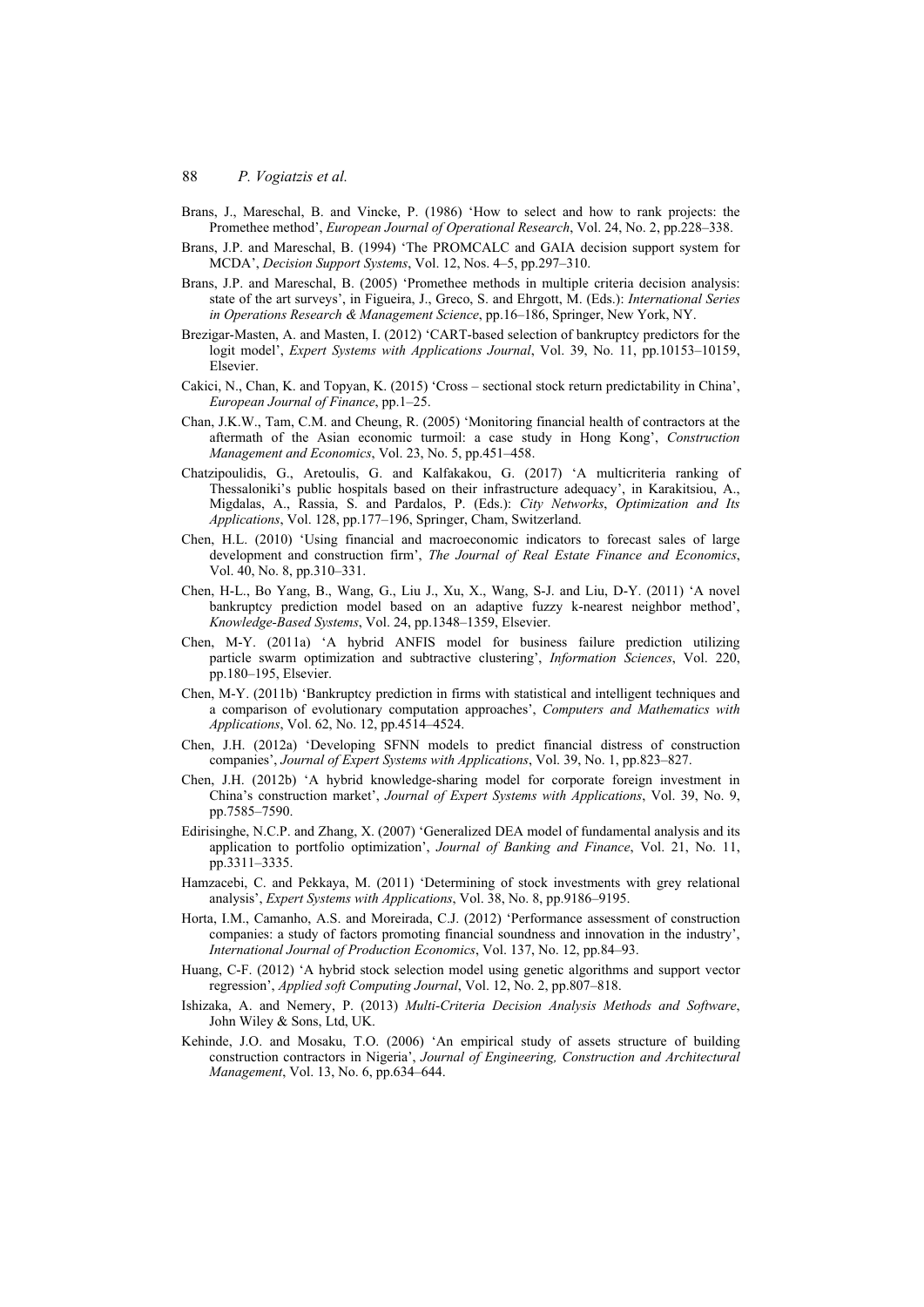Brans, J., Mareschal, B. and Vincke, P. (1986) 'How to select and how to rank projects: the Promethee method', *European Journal of Operational Research*, Vol. 24, No. 2, pp.228–338.

Brans, J.P. and Mareschal, B. (1994) 'The PROMCALC and GAIA decision support system for MCDA', *Decision Support Systems*, Vol. 12, Nos. 4–5, pp.297–310.

Brans, J.P. and Mareschal, B. (2005) 'Promethee methods in multiple criteria decision analysis: state of the art surveys', in Figueira, J., Greco, S. and Ehrgott, M. (Eds.): *International Series in Operations Research & Management Science*, pp.16–186, Springer, New York, NY.

Brezigar-Masten, A. and Masten, I. (2012) 'CART-based selection of bankruptcy predictors for the logit model', *Expert Systems with Applications Journal*, Vol. 39, No. 11, pp.10153–10159, Elsevier.

Cakici, N., Chan, K. and Topyan, K. (2015) 'Cross – sectional stock return predictability in China', *European Journal of Finance*, pp.1–25.

Chan, J.K.W., Tam, C.M. and Cheung, R. (2005) 'Monitoring financial health of contractors at the aftermath of the Asian economic turmoil: a case study in Hong Kong', *Construction Management and Economics*, Vol. 23, No. 5, pp.451–458.

Chatzipoulidis, G., Aretoulis, G. and Kalfakakou, G. (2017) 'A multicriteria ranking of Thessaloniki's public hospitals based on their infrastructure adequacy', in Karakitsiou, A., Migdalas, A., Rassia, S. and Pardalos, P. (Eds.): *City Networks*, *Optimization and Its Applications*, Vol. 128, pp.177–196, Springer, Cham, Switzerland.

Chen, H.L. (2010) 'Using financial and macroeconomic indicators to forecast sales of large development and construction firm', *The Journal of Real Estate Finance and Economics*, Vol. 40, No. 8, pp.310–331.

Chen, H-L., Bo Yang, B., Wang, G., Liu J., Xu, X., Wang, S-J. and Liu, D-Y. (2011) 'A novel bankruptcy prediction model based on an adaptive fuzzy k-nearest neighbor method', *Knowledge-Based Systems*, Vol. 24, pp.1348–1359, Elsevier.

Chen, M-Y. (2011a) 'A hybrid ANFIS model for business failure prediction utilizing particle swarm optimization and subtractive clustering', *Information Sciences*, Vol. 220, pp.180–195, Elsevier.

Chen, M-Y. (2011b) 'Bankruptcy prediction in firms with statistical and intelligent techniques and a comparison of evolutionary computation approaches', *Computers and Mathematics with Applications*, Vol. 62, No. 12, pp.4514–4524.

Chen, J.H. (2012a) 'Developing SFNN models to predict financial distress of construction companies', *Journal of Expert Systems with Applications*, Vol. 39, No. 1, pp.823–827.

Chen, J.H. (2012b) 'A hybrid knowledge-sharing model for corporate foreign investment in China's construction market', *Journal of Expert Systems with Applications*, Vol. 39, No. 9, pp.7585–7590.

Edirisinghe, N.C.P. and Zhang, X. (2007) 'Generalized DEA model of fundamental analysis and its application to portfolio optimization', *Journal of Banking and Finance*, Vol. 21, No. 11, pp.3311–3335.

Hamzacebi, C. and Pekkaya, M. (2011) 'Determining of stock investments with grey relational analysis', *Expert Systems with Applications*, Vol. 38, No. 8, pp.9186–9195.

Horta, I.M., Camanho, A.S. and Moreirada, C.J. (2012) 'Performance assessment of construction companies: a study of factors promoting financial soundness and innovation in the industry', *International Journal of Production Economics*, Vol. 137, No. 12, pp.84–93.

Huang, C-F. (2012) 'A hybrid stock selection model using genetic algorithms and support vector regression', *Applied soft Computing Journal*, Vol. 12, No. 2, pp.807–818.

Ishizaka, A. and Nemery, P. (2013) *Multi-Criteria Decision Analysis Methods and Software*, John Wiley & Sons, Ltd, UK.

Kehinde, J.O. and Mosaku, T.O. (2006) 'An empirical study of assets structure of building construction contractors in Nigeria', *Journal of Engineering, Construction and Architectural Management*, Vol. 13, No. 6, pp.634–644.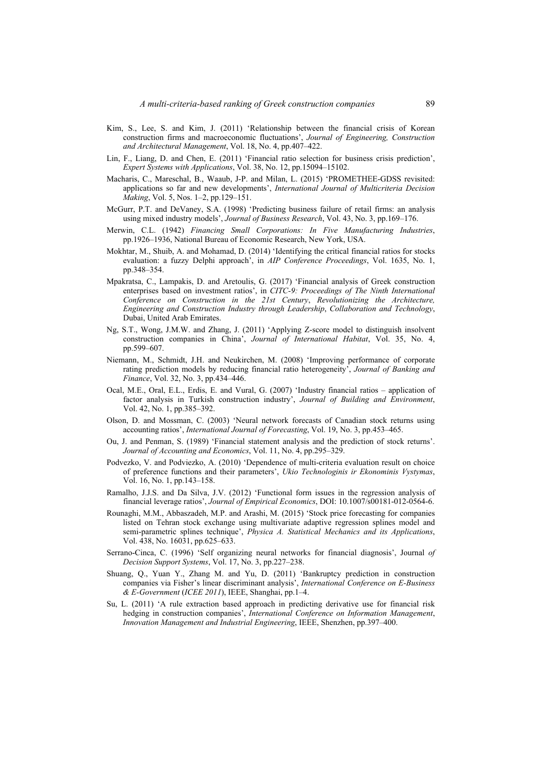Kim, S., Lee, S. and Kim, J. (2011) 'Relationship between the financial crisis of Korean construction firms and macroeconomic fluctuations', *Journal of Engineering, Construction and Architectural Management*, Vol. 18, No. 4, pp.407–422.

Lin, F., Liang, D. and Chen, E. (2011) 'Financial ratio selection for business crisis prediction', *Expert Systems with Applications*, Vol. 38, No. 12, pp.15094–15102.

Macharis, C., Mareschal, B., Waaub, J-P. and Milan, L. (2015) 'PROMETHEE-GDSS revisited: applications so far and new developments', *International Journal of Multicriteria Decision Making*, Vol. 5, Nos. 1–2, pp.129–151.

McGurr, P.T. and DeVaney, S.A. (1998) 'Predicting business failure of retail firms: an analysis using mixed industry models', *Journal of Business Research*, Vol. 43, No. 3, pp.169–176.

Merwin, C.L. (1942) *Financing Small Corporations: In Five Manufacturing Industries*, pp.1926–1936, National Bureau of Economic Research, New York, USA.

Mokhtar, M., Shuib, A. and Mohamad, D. (2014) 'Identifying the critical financial ratios for stocks evaluation: a fuzzy Delphi approach', in *AIP Conference Proceedings*, Vol. 1635, No. 1, pp.348–354.

Mpakratsa, C., Lampakis, D. and Aretoulis, G. (2017) 'Financial analysis of Greek construction enterprises based on investment ratios', in *CITC-9: Proceedings of The Ninth International Conference on Construction in the 21st Century*, *Revolutionizing the Architecture, Engineering and Construction Industry through Leadership*, *Collaboration and Technology*, Dubai, United Arab Emirates.

Ng, S.T., Wong, J.M.W. and Zhang, J. (2011) 'Applying Z-score model to distinguish insolvent construction companies in China', *Journal of International Habitat*, Vol. 35, No. 4, pp.599–607.

Niemann, M., Schmidt, J.H. and Neukirchen, M. (2008) 'Improving performance of corporate rating prediction models by reducing financial ratio heterogeneity', *Journal of Banking and Finance*, Vol. 32, No. 3, pp.434–446.

Ocal, M.E., Oral, E.L., Erdis, E. and Vural, G. (2007) 'Industry financial ratios – application of factor analysis in Turkish construction industry', *Journal of Building and Environment*, Vol. 42, No. 1, pp.385–392.

Olson, D. and Mossman, C. (2003) 'Neural network forecasts of Canadian stock returns using accounting ratios', *International Journal of Forecasting*, Vol. 19, No. 3, pp.453–465.

Ou, J. and Penman, S. (1989) 'Financial statement analysis and the prediction of stock returns'. *Journal of Accounting and Economics*, Vol. 11, No. 4, pp.295–329.

Podvezko, V. and Podviezko, A. (2010) 'Dependence of multi-criteria evaluation result on choice of preference functions and their parameters', *Ukio Technologinis ir Ekonominis Vystymas*, Vol. 16, No. 1, pp.143–158.

Ramalho, J.J.S. and Da Silva, J.V. (2012) 'Functional form issues in the regression analysis of financial leverage ratios', *Journal of Empirical Economics*, DOI: 10.1007/s00181-012-0564-6.

Rounaghi, M.M., Abbaszadeh, M.P. and Arashi, M. (2015) 'Stock price forecasting for companies listed on Tehran stock exchange using multivariate adaptive regression splines model and semi-parametric splines technique', *Physica A. Statistical Mechanics and its Applications*, Vol. 438, No. 16031, pp.625–633.

Serrano-Cinca, C. (1996) 'Self organizing neural networks for financial diagnosis', Journal *of Decision Support Systems*, Vol. 17, No. 3, pp.227–238.

Shuang, Q., Yuan Y., Zhang M. and Yu, D. (2011) 'Bankruptcy prediction in construction companies via Fisher's linear discriminant analysis', *International Conference on E-Business & E-Government* (*ICEE 2011*), IEEE, Shanghai, pp.1–4.

Su, L. (2011) 'A rule extraction based approach in predicting derivative use for financial risk hedging in construction companies', *International Conference on Information Management*, *Innovation Management and Industrial Engineering*, IEEE, Shenzhen, pp.397–400.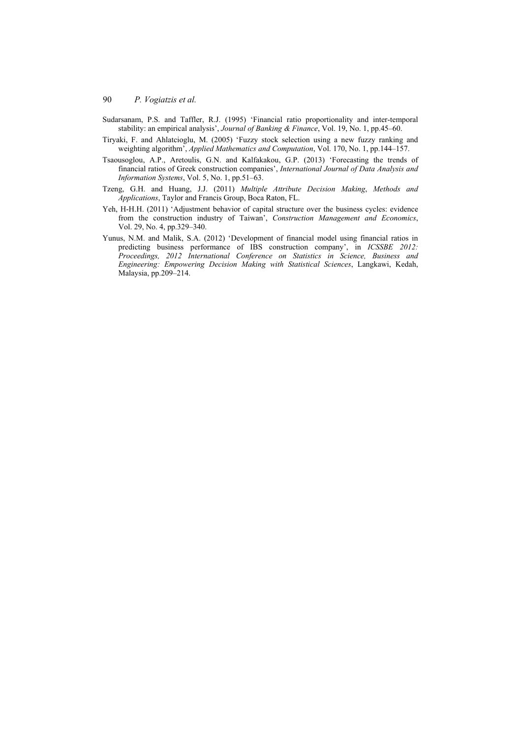Sudarsanam, P.S. and Taffler, R.J. (1995) 'Financial ratio proportionality and inter-temporal stability: an empirical analysis', *Journal of Banking & Finance*, Vol. 19, No. 1, pp.45–60.

Tiryaki, F. and Ahlatcioglu, M. (2005) 'Fuzzy stock selection using a new fuzzy ranking and weighting algorithm', *Applied Mathematics and Computation*, Vol. 170, No. 1, pp.144–157.

Tsaousoglou, A.P., Aretoulis, G.N. and Kalfakakou, G.P. (2013) 'Forecasting the trends of financial ratios of Greek construction companies', *International Journal of Data Analysis and Information Systems*, Vol. 5, No. 1, pp.51–63.

Tzeng, G.H. and Huang, J.J. (2011) *Multiple Attribute Decision Making*, *Methods and Applications*, Taylor and Francis Group, Boca Raton, FL.

Yeh, H-H.H. (2011) 'Adjustment behavior of capital structure over the business cycles: evidence from the construction industry of Taiwan', *Construction Management and Economics*, Vol. 29, No. 4, pp.329–340.

Yunus, N.M. and Malik, S.A. (2012) 'Development of financial model using financial ratios in predicting business performance of IBS construction company', in *ICSSBE 2012: Proceedings, 2012 International Conference on Statistics in Science, Business and Engineering: Empowering Decision Making with Statistical Sciences*, Langkawi, Kedah, Malaysia, pp.209–214.